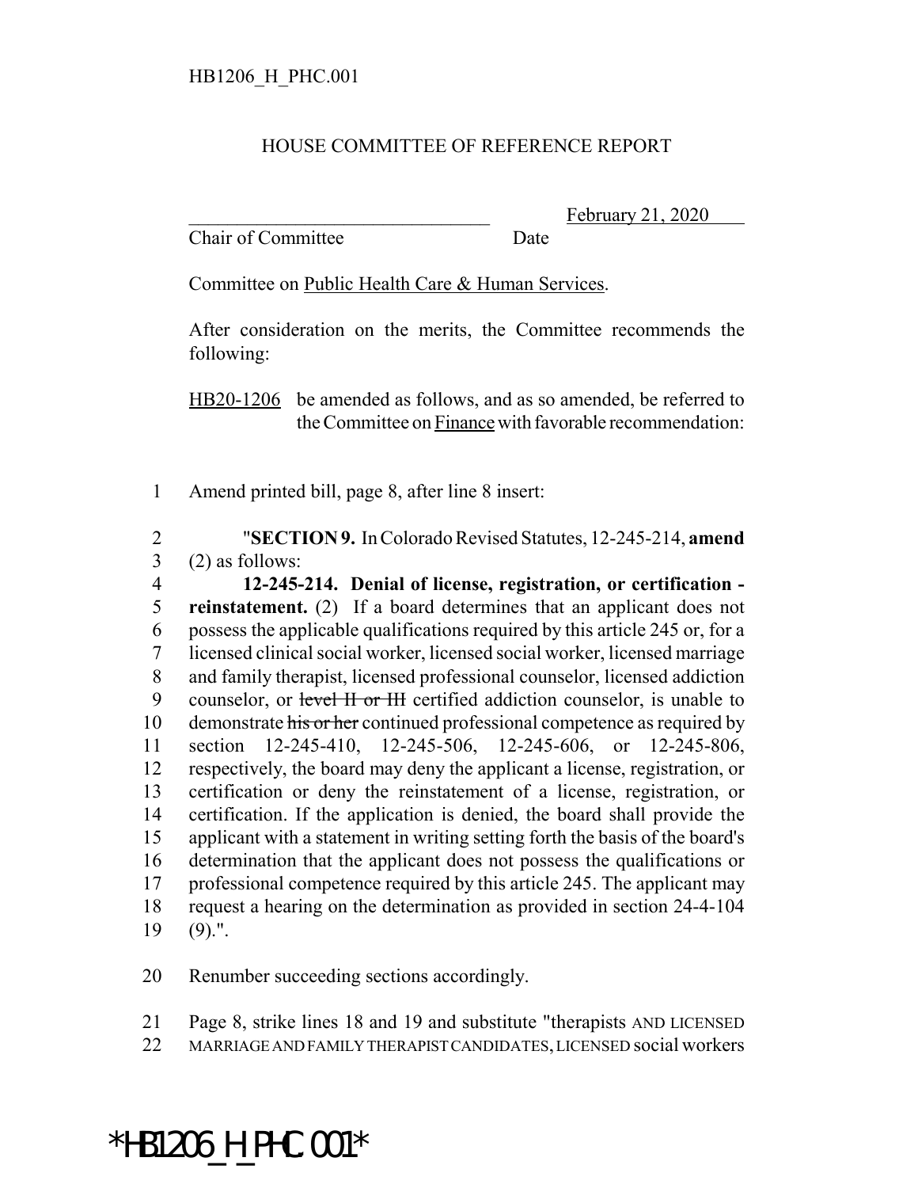HB1206_H_PHC.001

HOUSE COMMITTEE OF REFERENCE REPORT

_________________________________ February 21, 2020
Chair of Committee Date

Committee on Public Health Care & Human Services.

After consideration on the merits, the Committee recommends the following:

HB20-1206 be amended as follows, and as so amended, be referred to the Committee on Finance with favorable recommendation:

1 Amend printed bill, page 8, after line 8 insert:

2 "**SECTION 9.** In Colorado Revised Statutes, 12-245-214, **amend**
3 (2) as follows:
4 **12-245-214. Denial of license, registration, or certification -**
5 **reinstatement.** (2) If a board determines that an applicant does not
6 possess the applicable qualifications required by this article 245 or, for a
7 licensed clinical social worker, licensed social worker, licensed marriage
8 and family therapist, licensed professional counselor, licensed addiction
9 counselor, or ~~level II or III~~ certified addiction counselor, is unable to
10 demonstrate ~~his or her~~ continued professional competence as required by
11 section 12-245-410, 12-245-506, 12-245-606, or 12-245-806,
12 respectively, the board may deny the applicant a license, registration, or
13 certification or deny the reinstatement of a license, registration, or
14 certification. If the application is denied, the board shall provide the
15 applicant with a statement in writing setting forth the basis of the board's
16 determination that the applicant does not possess the qualifications or
17 professional competence required by this article 245. The applicant may
18 request a hearing on the determination as provided in section 24-4-104
19 (9).".

20 Renumber succeeding sections accordingly.

21 Page 8, strike lines 18 and 19 and substitute "therapists AND LICENSED
22 MARRIAGE AND FAMILY THERAPIST CANDIDATES, LICENSED social workers

*HB1206_H_PHC.001*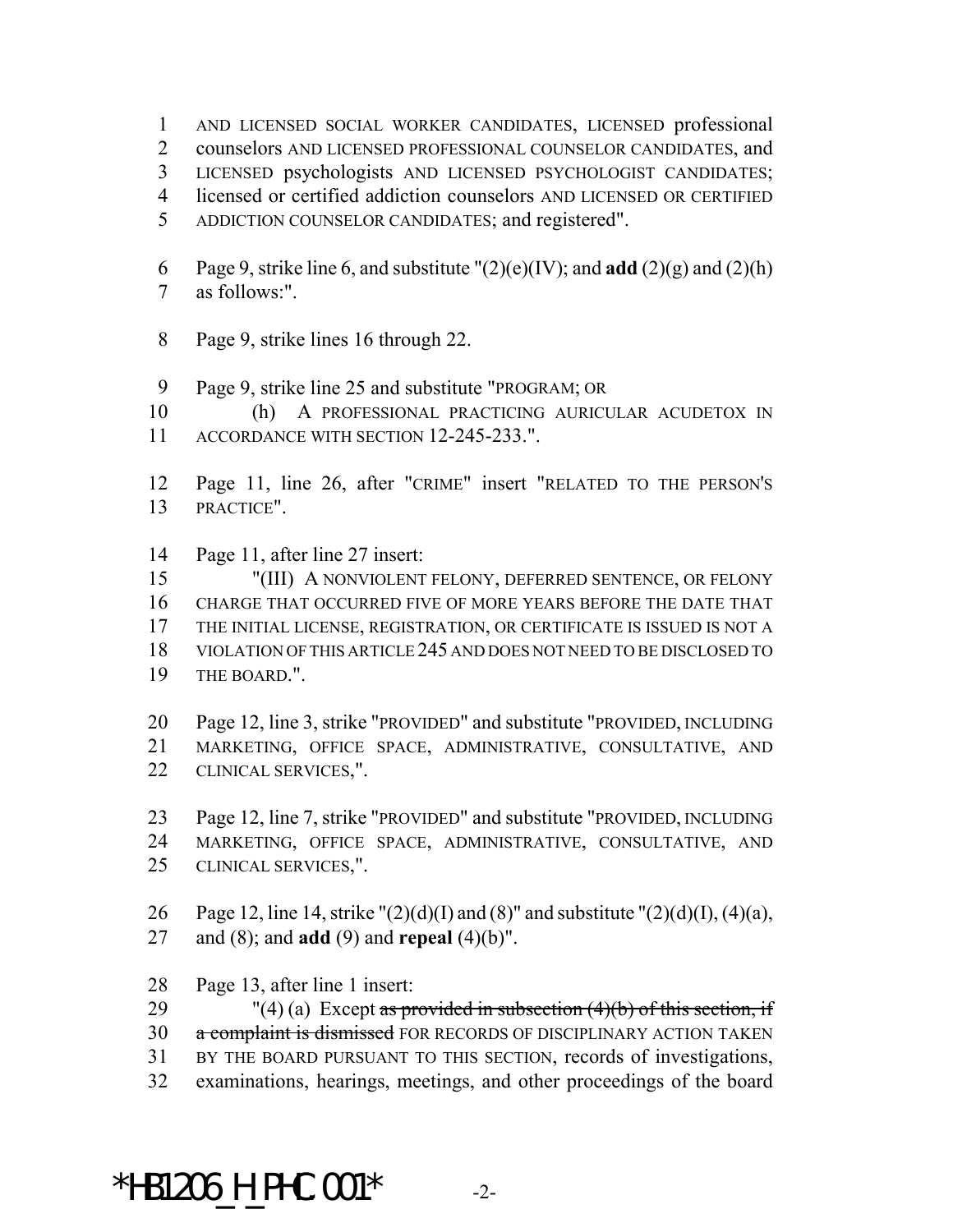1 AND LICENSED SOCIAL WORKER CANDIDATES, LICENSED professional
2 counselors AND LICENSED PROFESSIONAL COUNSELOR CANDIDATES, and
3 LICENSED psychologists AND LICENSED PSYCHOLOGIST CANDIDATES;
4 licensed or certified addiction counselors AND LICENSED OR CERTIFIED
5 ADDICTION COUNSELOR CANDIDATES; and registered".

6 Page 9, strike line 6, and substitute "(2)(e)(IV); and **add** (2)(g) and (2)(h)
7 as follows:".

8 Page 9, strike lines 16 through 22.

9 Page 9, strike line 25 and substitute "PROGRAM; OR
10 (h) A PROFESSIONAL PRACTICING AURICULAR ACUDETOX IN
11 ACCORDANCE WITH SECTION 12-245-233.".

12 Page 11, line 26, after "CRIME" insert "RELATED TO THE PERSON'S
13 PRACTICE".

14 Page 11, after line 27 insert:
15 "(III) A NONVIOLENT FELONY, DEFERRED SENTENCE, OR FELONY
16 CHARGE THAT OCCURRED FIVE OF MORE YEARS BEFORE THE DATE THAT
17 THE INITIAL LICENSE, REGISTRATION, OR CERTIFICATE IS ISSUED IS NOT A
18 VIOLATION OF THIS ARTICLE 245 AND DOES NOT NEED TO BE DISCLOSED TO
19 THE BOARD.".

20 Page 12, line 3, strike "PROVIDED" and substitute "PROVIDED, INCLUDING
21 MARKETING, OFFICE SPACE, ADMINISTRATIVE, CONSULTATIVE, AND
22 CLINICAL SERVICES,".

23 Page 12, line 7, strike "PROVIDED" and substitute "PROVIDED, INCLUDING
24 MARKETING, OFFICE SPACE, ADMINISTRATIVE, CONSULTATIVE, AND
25 CLINICAL SERVICES,".

26 Page 12, line 14, strike "(2)(d)(I) and (8)" and substitute "(2)(d)(I), (4)(a),
27 and (8); and **add** (9) and **repeal** (4)(b)".

28 Page 13, after line 1 insert:
29 "(4) (a) Except ~~as provided in subsection (4)(b) of this section, if~~
30 ~~a complaint is dismissed~~ FOR RECORDS OF DISCIPLINARY ACTION TAKEN
31 BY THE BOARD PURSUANT TO THIS SECTION, records of investigations,
32 examinations, hearings, meetings, and other proceedings of the board

*HB1206_H_PHC.001*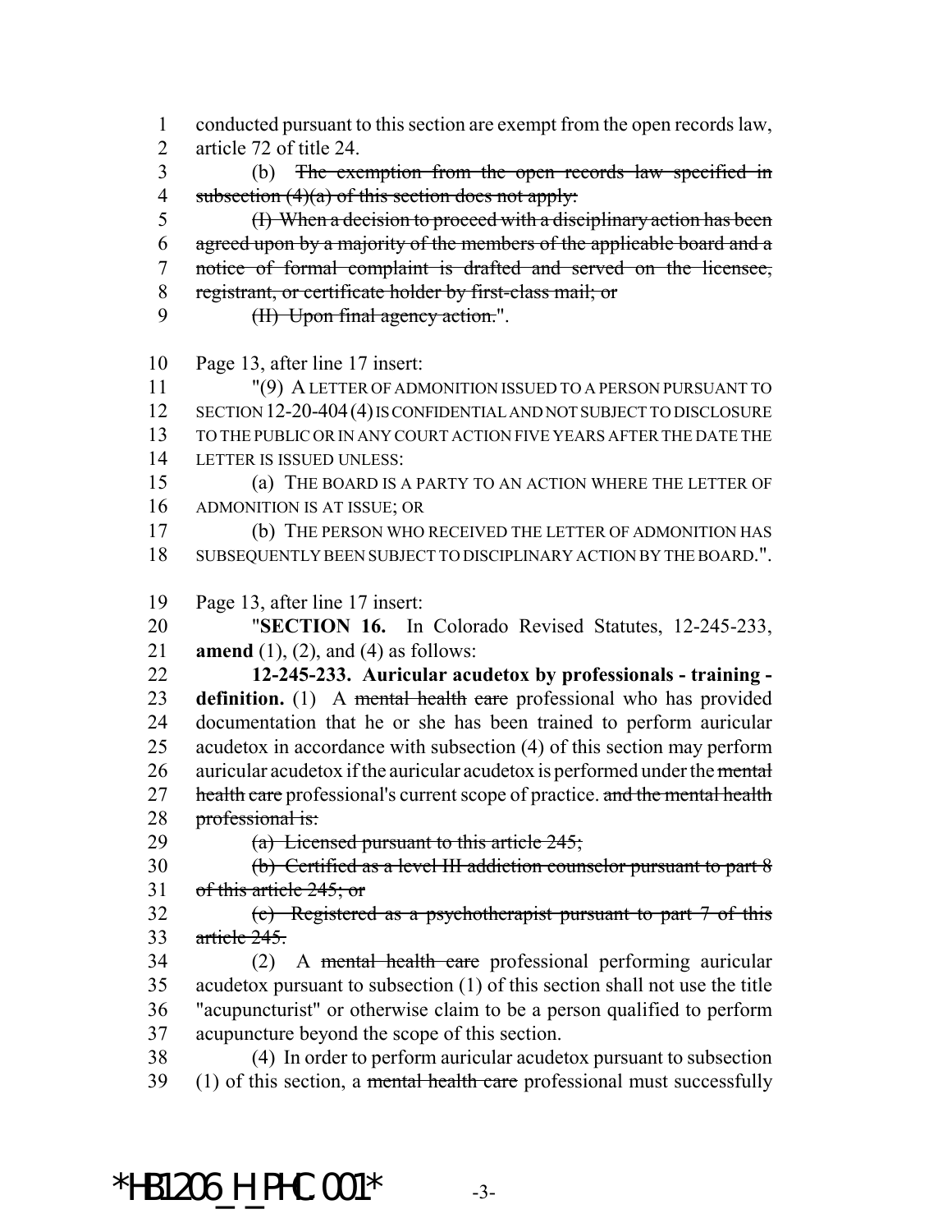conducted pursuant to this section are exempt from the open records law, article 72 of title 24.

(b) ~~The exemption from the open records law specified in subsection (4)(a) of this section does not apply:~~

~~(I) When a decision to proceed with a disciplinary action has been agreed upon by a majority of the members of the applicable board and a notice of formal complaint is drafted and served on the licensee, registrant, or certificate holder by first-class mail; or~~

~~(II) Upon final agency action.~~".

Page 13, after line 17 insert:

"(9) A LETTER OF ADMONITION ISSUED TO A PERSON PURSUANT TO SECTION 12-20-404 (4) IS CONFIDENTIAL AND NOT SUBJECT TO DISCLOSURE TO THE PUBLIC OR IN ANY COURT ACTION FIVE YEARS AFTER THE DATE THE LETTER IS ISSUED UNLESS:

(a) THE BOARD IS A PARTY TO AN ACTION WHERE THE LETTER OF ADMONITION IS AT ISSUE; OR

(b) THE PERSON WHO RECEIVED THE LETTER OF ADMONITION HAS SUBSEQUENTLY BEEN SUBJECT TO DISCIPLINARY ACTION BY THE BOARD.".

Page 13, after line 17 insert:

"**SECTION 16.** In Colorado Revised Statutes, 12-245-233, **amend** (1), (2), and (4) as follows:

**12-245-233. Auricular acudetox by professionals - training - definition.** (1) A ~~mental health care~~ professional who has provided documentation that he or she has been trained to perform auricular acudetox in accordance with subsection (4) of this section may perform auricular acudetox if the auricular acudetox is performed under the ~~mental health care~~ professional's current scope of practice. ~~and the mental health professional is:~~

~~(a) Licensed pursuant to this article 245;~~

~~(b) Certified as a level III addiction counselor pursuant to part 8 of this article 245; or~~

~~(c) Registered as a psychotherapist pursuant to part 7 of this article 245.~~

(2) A ~~mental health care~~ professional performing auricular acudetox pursuant to subsection (1) of this section shall not use the title "acupuncturist" or otherwise claim to be a person qualified to perform acupuncture beyond the scope of this section.

(4) In order to perform auricular acudetox pursuant to subsection (1) of this section, a ~~mental health care~~ professional must successfully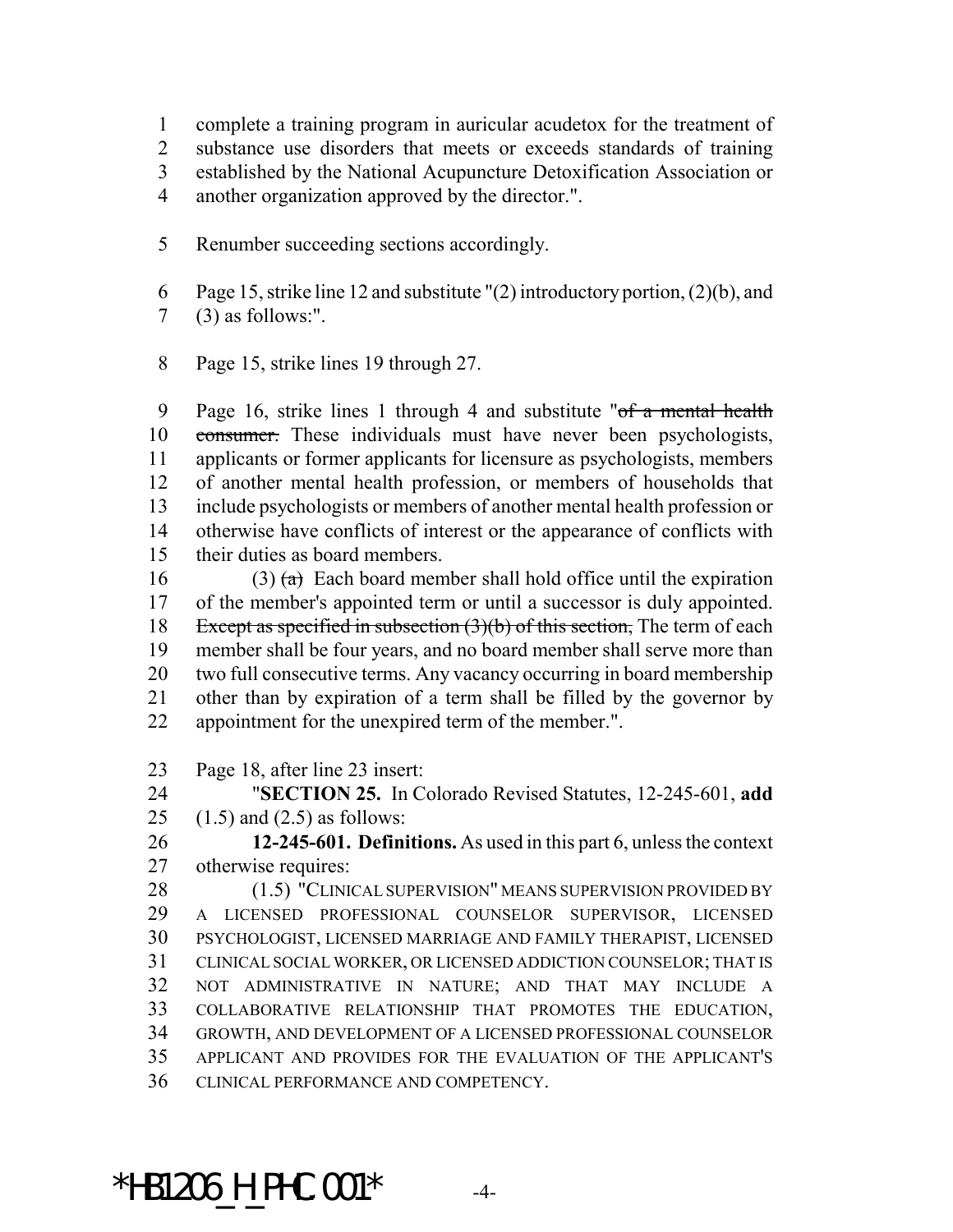complete a training program in auricular acudetox for the treatment of substance use disorders that meets or exceeds standards of training established by the National Acupuncture Detoxification Association or another organization approved by the director.".

Renumber succeeding sections accordingly.

Page 15, strike line 12 and substitute "(2) introductory portion, (2)(b), and (3) as follows:".

Page 15, strike lines 19 through 27.

Page 16, strike lines 1 through 4 and substitute "~~of a mental health consumer.~~ These individuals must have never been psychologists, applicants or former applicants for licensure as psychologists, members of another mental health profession, or members of households that include psychologists or members of another mental health profession or otherwise have conflicts of interest or the appearance of conflicts with their duties as board members.

(3) ~~(a)~~ Each board member shall hold office until the expiration of the member's appointed term or until a successor is duly appointed. ~~Except as specified in subsection (3)(b) of this section,~~ The term of each member shall be four years, and no board member shall serve more than two full consecutive terms. Any vacancy occurring in board membership other than by expiration of a term shall be filled by the governor by appointment for the unexpired term of the member.".

Page 18, after line 23 insert:

"**SECTION 25.** In Colorado Revised Statutes, 12-245-601, **add** (1.5) and (2.5) as follows:

**12-245-601. Definitions.** As used in this part 6, unless the context otherwise requires:

(1.5) "CLINICAL SUPERVISION" MEANS SUPERVISION PROVIDED BY A LICENSED PROFESSIONAL COUNSELOR SUPERVISOR, LICENSED PSYCHOLOGIST, LICENSED MARRIAGE AND FAMILY THERAPIST, LICENSED CLINICAL SOCIAL WORKER, OR LICENSED ADDICTION COUNSELOR; THAT IS NOT ADMINISTRATIVE IN NATURE; AND THAT MAY INCLUDE A COLLABORATIVE RELATIONSHIP THAT PROMOTES THE EDUCATION, GROWTH, AND DEVELOPMENT OF A LICENSED PROFESSIONAL COUNSELOR APPLICANT AND PROVIDES FOR THE EVALUATION OF THE APPLICANT'S CLINICAL PERFORMANCE AND COMPETENCY.

*HB1206_H_PHC.001*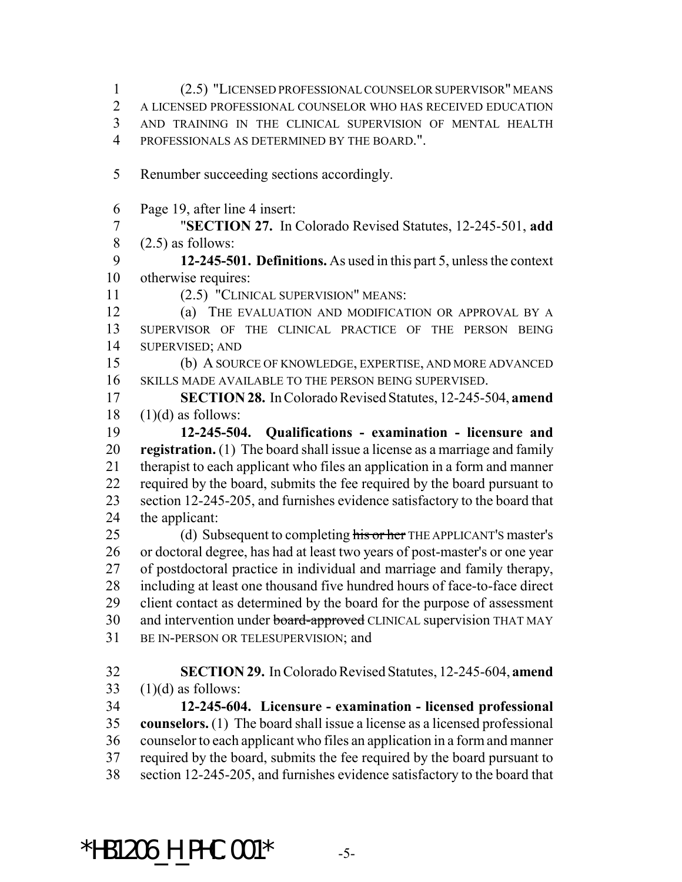(2.5) "LICENSED PROFESSIONAL COUNSELOR SUPERVISOR" MEANS A LICENSED PROFESSIONAL COUNSELOR WHO HAS RECEIVED EDUCATION AND TRAINING IN THE CLINICAL SUPERVISION OF MENTAL HEALTH PROFESSIONALS AS DETERMINED BY THE BOARD.".

Renumber succeeding sections accordingly.

Page 19, after line 4 insert:

"**SECTION 27.** In Colorado Revised Statutes, 12-245-501, **add** (2.5) as follows:

**12-245-501. Definitions.** As used in this part 5, unless the context otherwise requires:

(2.5) "CLINICAL SUPERVISION" MEANS:

(a) THE EVALUATION AND MODIFICATION OR APPROVAL BY A SUPERVISOR OF THE CLINICAL PRACTICE OF THE PERSON BEING SUPERVISED; AND

(b) A SOURCE OF KNOWLEDGE, EXPERTISE, AND MORE ADVANCED SKILLS MADE AVAILABLE TO THE PERSON BEING SUPERVISED.

**SECTION 28.** In Colorado Revised Statutes, 12-245-504, **amend** (1)(d) as follows:

**12-245-504. Qualifications - examination - licensure and registration.** (1) The board shall issue a license as a marriage and family therapist to each applicant who files an application in a form and manner required by the board, submits the fee required by the board pursuant to section 12-245-205, and furnishes evidence satisfactory to the board that the applicant:

(d) Subsequent to completing ~~his or her~~ THE APPLICANT'S master's or doctoral degree, has had at least two years of post-master's or one year of postdoctoral practice in individual and marriage and family therapy, including at least one thousand five hundred hours of face-to-face direct client contact as determined by the board for the purpose of assessment and intervention under ~~board-approved~~ CLINICAL supervision THAT MAY BE IN-PERSON OR TELESUPERVISION; and

**SECTION 29.** In Colorado Revised Statutes, 12-245-604, **amend** (1)(d) as follows:

**12-245-604. Licensure - examination - licensed professional counselors.** (1) The board shall issue a license as a licensed professional counselor to each applicant who files an application in a form and manner required by the board, submits the fee required by the board pursuant to section 12-245-205, and furnishes evidence satisfactory to the board that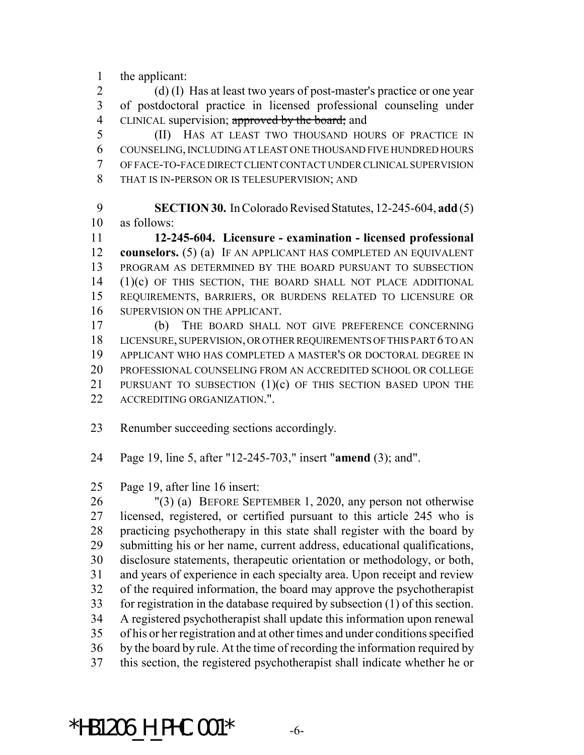the applicant:

(d) (I) Has at least two years of post-master's practice or one year of postdoctoral practice in licensed professional counseling under CLINICAL supervision; ~~approved by the board;~~ and

(II) HAS AT LEAST TWO THOUSAND HOURS OF PRACTICE IN COUNSELING, INCLUDING AT LEAST ONE THOUSAND FIVE HUNDRED HOURS OF FACE-TO-FACE DIRECT CLIENT CONTACT UNDER CLINICAL SUPERVISION THAT IS IN-PERSON OR IS TELESUPERVISION; AND

**SECTION 30.** In Colorado Revised Statutes, 12-245-604, **add** (5) as follows:

**12-245-604. Licensure - examination - licensed professional counselors.** (5) (a) IF AN APPLICANT HAS COMPLETED AN EQUIVALENT PROGRAM AS DETERMINED BY THE BOARD PURSUANT TO SUBSECTION (1)(c) OF THIS SECTION, THE BOARD SHALL NOT PLACE ADDITIONAL REQUIREMENTS, BARRIERS, OR BURDENS RELATED TO LICENSURE OR SUPERVISION ON THE APPLICANT.

(b) THE BOARD SHALL NOT GIVE PREFERENCE CONCERNING LICENSURE, SUPERVISION, OR OTHER REQUIREMENTS OF THIS PART 6 TO AN APPLICANT WHO HAS COMPLETED A MASTER'S OR DOCTORAL DEGREE IN PROFESSIONAL COUNSELING FROM AN ACCREDITED SCHOOL OR COLLEGE PURSUANT TO SUBSECTION (1)(c) OF THIS SECTION BASED UPON THE ACCREDITING ORGANIZATION.".

Renumber succeeding sections accordingly.

Page 19, line 5, after "12-245-703," insert "**amend** (3); and".

Page 19, after line 16 insert:

"(3) (a) BEFORE SEPTEMBER 1, 2020, any person not otherwise licensed, registered, or certified pursuant to this article 245 who is practicing psychotherapy in this state shall register with the board by submitting his or her name, current address, educational qualifications, disclosure statements, therapeutic orientation or methodology, or both, and years of experience in each specialty area. Upon receipt and review of the required information, the board may approve the psychotherapist for registration in the database required by subsection (1) of this section. A registered psychotherapist shall update this information upon renewal of his or her registration and at other times and under conditions specified by the board by rule. At the time of recording the information required by this section, the registered psychotherapist shall indicate whether he or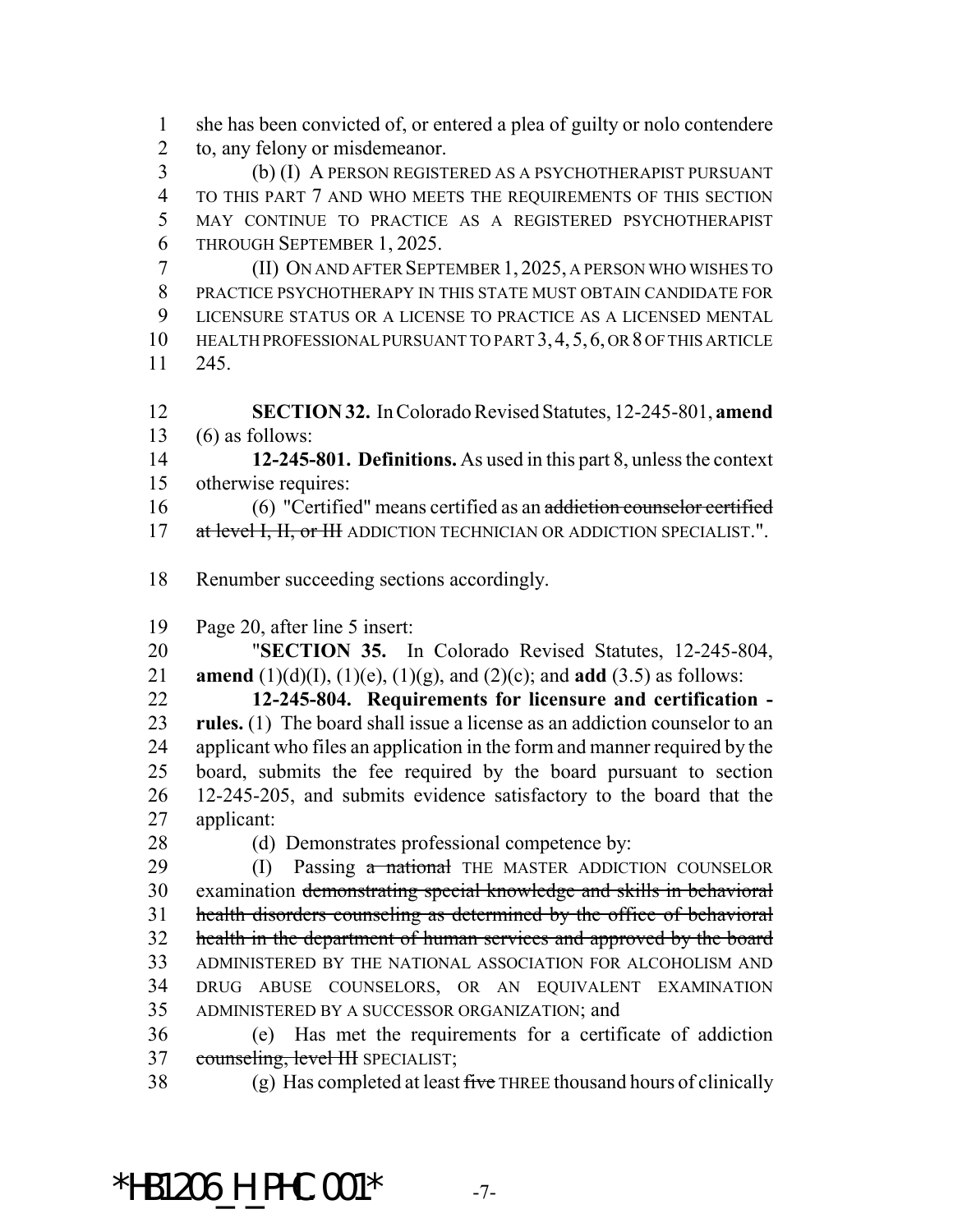she has been convicted of, or entered a plea of guilty or nolo contendere to, any felony or misdemeanor.

(b) (I) A PERSON REGISTERED AS A PSYCHOTHERAPIST PURSUANT TO THIS PART 7 AND WHO MEETS THE REQUIREMENTS OF THIS SECTION MAY CONTINUE TO PRACTICE AS A REGISTERED PSYCHOTHERAPIST THROUGH SEPTEMBER 1, 2025.

(II) ON AND AFTER SEPTEMBER 1, 2025, A PERSON WHO WISHES TO PRACTICE PSYCHOTHERAPY IN THIS STATE MUST OBTAIN CANDIDATE FOR LICENSURE STATUS OR A LICENSE TO PRACTICE AS A LICENSED MENTAL HEALTH PROFESSIONAL PURSUANT TO PART 3, 4, 5, 6, OR 8 OF THIS ARTICLE 245.

**SECTION 32.** In Colorado Revised Statutes, 12-245-801, **amend** (6) as follows:

**12-245-801. Definitions.** As used in this part 8, unless the context otherwise requires:

(6) "Certified" means certified as an ~~addiction counselor certified at level I, II, or III~~ ADDICTION TECHNICIAN OR ADDICTION SPECIALIST.".

Renumber succeeding sections accordingly.

Page 20, after line 5 insert:

"**SECTION 35.** In Colorado Revised Statutes, 12-245-804, **amend** (1)(d)(I), (1)(e), (1)(g), and (2)(c); and **add** (3.5) as follows:

**12-245-804. Requirements for licensure and certification - rules.** (1) The board shall issue a license as an addiction counselor to an applicant who files an application in the form and manner required by the board, submits the fee required by the board pursuant to section 12-245-205, and submits evidence satisfactory to the board that the applicant:

(d) Demonstrates professional competence by:

(I) Passing ~~a national~~ THE MASTER ADDICTION COUNSELOR examination ~~demonstrating special knowledge and skills in behavioral health disorders counseling as determined by the office of behavioral health in the department of human services and approved by the board~~ ADMINISTERED BY THE NATIONAL ASSOCIATION FOR ALCOHOLISM AND DRUG ABUSE COUNSELORS, OR AN EQUIVALENT EXAMINATION ADMINISTERED BY A SUCCESSOR ORGANIZATION; and

(e) Has met the requirements for a certificate of addiction ~~counseling, level III~~ SPECIALIST;

(g) Has completed at least ~~five~~ THREE thousand hours of clinically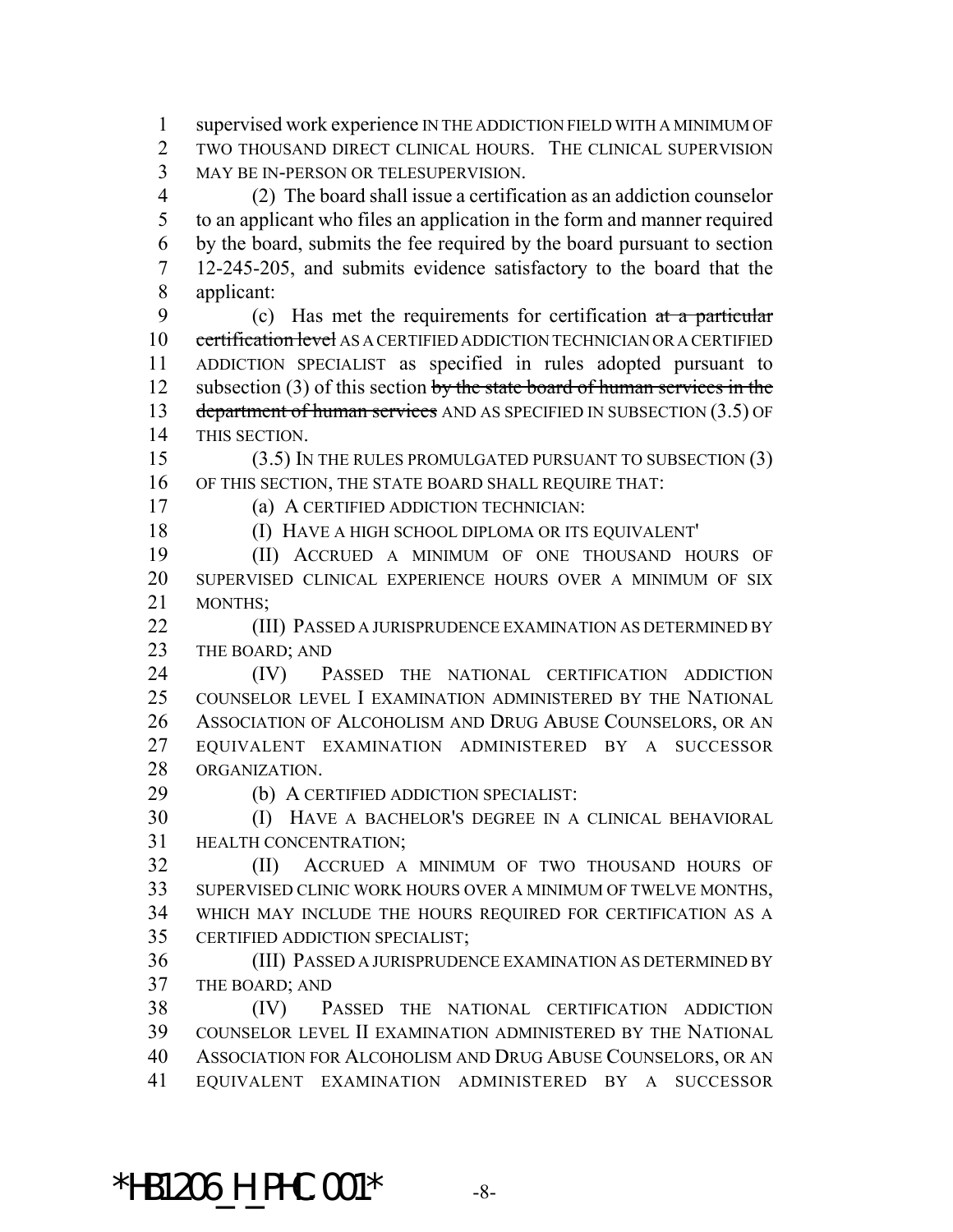supervised work experience IN THE ADDICTION FIELD WITH A MINIMUM OF TWO THOUSAND DIRECT CLINICAL HOURS. THE CLINICAL SUPERVISION MAY BE IN-PERSON OR TELESUPERVISION.

(2) The board shall issue a certification as an addiction counselor to an applicant who files an application in the form and manner required by the board, submits the fee required by the board pursuant to section 12-245-205, and submits evidence satisfactory to the board that the applicant:

(c) Has met the requirements for certification ~~at a particular certification level~~ AS A CERTIFIED ADDICTION TECHNICIAN OR A CERTIFIED ADDICTION SPECIALIST as specified in rules adopted pursuant to subsection (3) of this section ~~by the state board of human services in the department of human services~~ AND AS SPECIFIED IN SUBSECTION (3.5) OF THIS SECTION.

(3.5) IN THE RULES PROMULGATED PURSUANT TO SUBSECTION (3) OF THIS SECTION, THE STATE BOARD SHALL REQUIRE THAT:

(a) A CERTIFIED ADDICTION TECHNICIAN:

(I) HAVE A HIGH SCHOOL DIPLOMA OR ITS EQUIVALENT'

(II) ACCRUED A MINIMUM OF ONE THOUSAND HOURS OF SUPERVISED CLINICAL EXPERIENCE HOURS OVER A MINIMUM OF SIX MONTHS;

(III) PASSED A JURISPRUDENCE EXAMINATION AS DETERMINED BY THE BOARD; AND

(IV) PASSED THE NATIONAL CERTIFICATION ADDICTION COUNSELOR LEVEL I EXAMINATION ADMINISTERED BY THE NATIONAL ASSOCIATION OF ALCOHOLISM AND DRUG ABUSE COUNSELORS, OR AN EQUIVALENT EXAMINATION ADMINISTERED BY A SUCCESSOR ORGANIZATION.

(b) A CERTIFIED ADDICTION SPECIALIST:

(I) HAVE A BACHELOR'S DEGREE IN A CLINICAL BEHAVIORAL HEALTH CONCENTRATION;

(II) ACCRUED A MINIMUM OF TWO THOUSAND HOURS OF SUPERVISED CLINIC WORK HOURS OVER A MINIMUM OF TWELVE MONTHS, WHICH MAY INCLUDE THE HOURS REQUIRED FOR CERTIFICATION AS A CERTIFIED ADDICTION SPECIALIST;

(III) PASSED A JURISPRUDENCE EXAMINATION AS DETERMINED BY THE BOARD; AND

(IV) PASSED THE NATIONAL CERTIFICATION ADDICTION COUNSELOR LEVEL II EXAMINATION ADMINISTERED BY THE NATIONAL ASSOCIATION FOR ALCOHOLISM AND DRUG ABUSE COUNSELORS, OR AN EQUIVALENT EXAMINATION ADMINISTERED BY A SUCCESSOR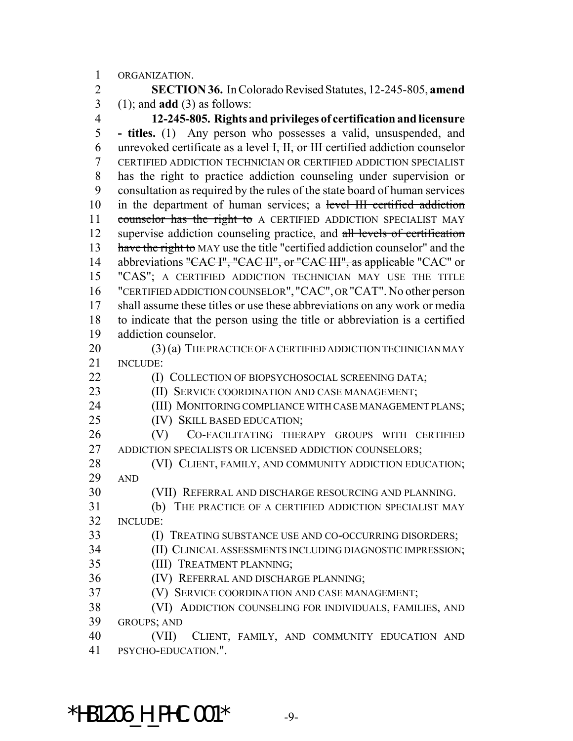ORGANIZATION.

**SECTION 36.** In Colorado Revised Statutes, 12-245-805, **amend** (1); and **add** (3) as follows:

**12-245-805. Rights and privileges of certification and licensure - titles.** (1) Any person who possesses a valid, unsuspended, and unrevoked certificate as a ~~level I, II, or III certified addiction counselor~~ CERTIFIED ADDICTION TECHNICIAN OR CERTIFIED ADDICTION SPECIALIST has the right to practice addiction counseling under supervision or consultation as required by the rules of the state board of human services in the department of human services; a ~~level III certified addiction counselor has the right to~~ A CERTIFIED ADDICTION SPECIALIST MAY supervise addiction counseling practice, and ~~all levels of certification have the right to~~ MAY use the title "certified addiction counselor" and the abbreviations ~~"CAC I", "CAC II", or "CAC III", as applicable~~ "CAC" or "CAS"; A CERTIFIED ADDICTION TECHNICIAN MAY USE THE TITLE "CERTIFIED ADDICTION COUNSELOR", "CAC", OR "CAT". No other person shall assume these titles or use these abbreviations on any work or media to indicate that the person using the title or abbreviation is a certified addiction counselor.

(3) (a) THE PRACTICE OF A CERTIFIED ADDICTION TECHNICIAN MAY INCLUDE:

(I) COLLECTION OF BIOPSYCHOSOCIAL SCREENING DATA;

(II) SERVICE COORDINATION AND CASE MANAGEMENT;

(III) MONITORING COMPLIANCE WITH CASE MANAGEMENT PLANS;

(IV) SKILL BASED EDUCATION;

(V) CO-FACILITATING THERAPY GROUPS WITH CERTIFIED ADDICTION SPECIALISTS OR LICENSED ADDICTION COUNSELORS;

(VI) CLIENT, FAMILY, AND COMMUNITY ADDICTION EDUCATION; AND

(VII) REFERRAL AND DISCHARGE RESOURCING AND PLANNING.

(b) THE PRACTICE OF A CERTIFIED ADDICTION SPECIALIST MAY INCLUDE:

(I) TREATING SUBSTANCE USE AND CO-OCCURRING DISORDERS;

(II) CLINICAL ASSESSMENTS INCLUDING DIAGNOSTIC IMPRESSION;

(III) TREATMENT PLANNING;

(IV) REFERRAL AND DISCHARGE PLANNING;

(V) SERVICE COORDINATION AND CASE MANAGEMENT;

(VI) ADDICTION COUNSELING FOR INDIVIDUALS, FAMILIES, AND GROUPS; AND

(VII) CLIENT, FAMILY, AND COMMUNITY EDUCATION AND PSYCHO-EDUCATION.".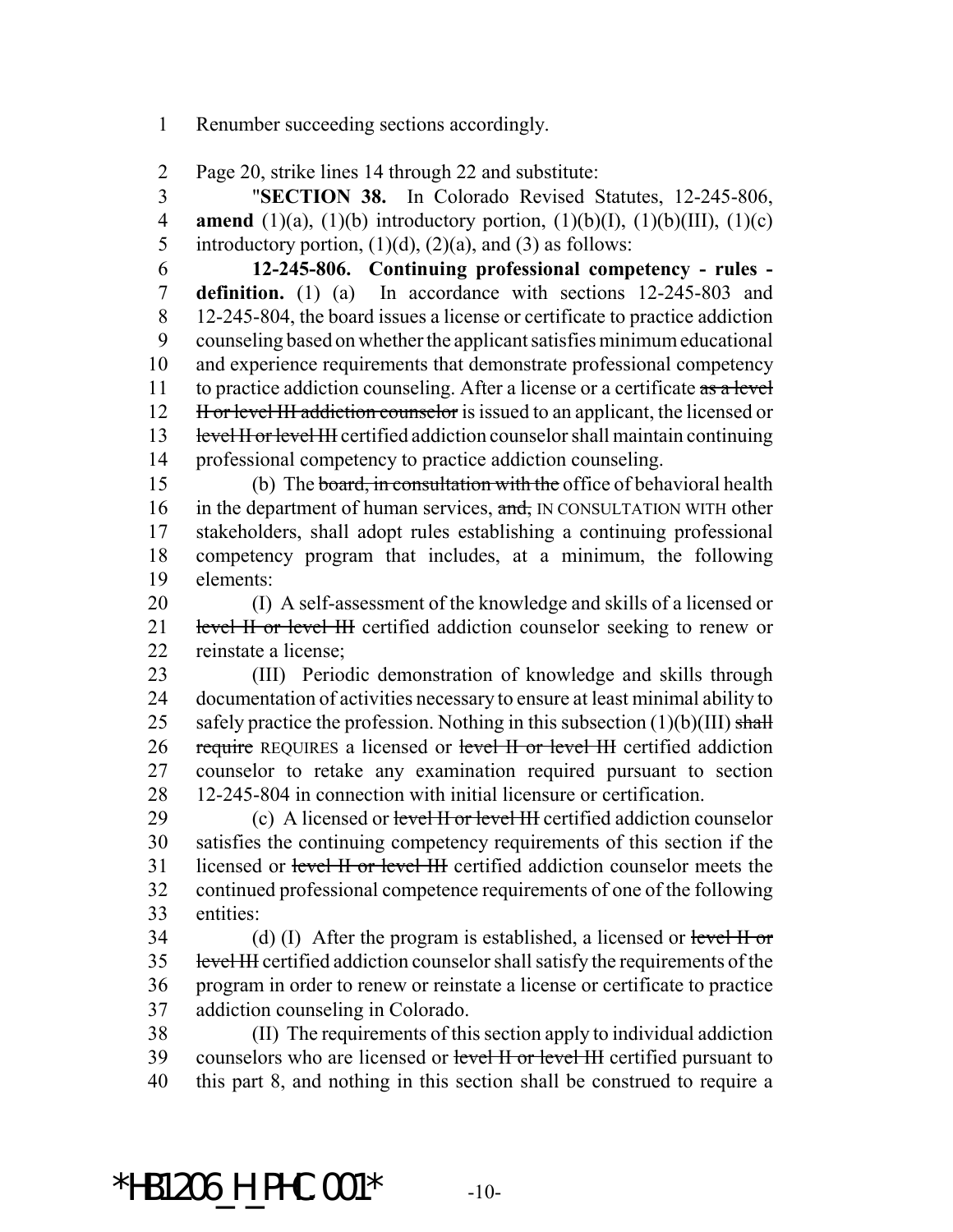Renumber succeeding sections accordingly.

Page 20, strike lines 14 through 22 and substitute:

"**SECTION 38.** In Colorado Revised Statutes, 12-245-806, **amend** (1)(a), (1)(b) introductory portion, (1)(b)(I), (1)(b)(III), (1)(c) introductory portion, (1)(d), (2)(a), and (3) as follows:

**12-245-806. Continuing professional competency - rules - definition.** (1) (a) In accordance with sections 12-245-803 and 12-245-804, the board issues a license or certificate to practice addiction counseling based on whether the applicant satisfies minimum educational and experience requirements that demonstrate professional competency to practice addiction counseling. After a license or a certificate ~~as a level II or level III addiction counselor~~ is issued to an applicant, the licensed or ~~level II or level III~~ certified addiction counselor shall maintain continuing professional competency to practice addiction counseling.

(b) The ~~board, in consultation with the~~ office of behavioral health in the department of human services, ~~and,~~ IN CONSULTATION WITH other stakeholders, shall adopt rules establishing a continuing professional competency program that includes, at a minimum, the following elements:

(I) A self-assessment of the knowledge and skills of a licensed or ~~level II or level III~~ certified addiction counselor seeking to renew or reinstate a license;

(III) Periodic demonstration of knowledge and skills through documentation of activities necessary to ensure at least minimal ability to safely practice the profession. Nothing in this subsection (1)(b)(III) ~~shall require~~ REQUIRES a licensed or ~~level II or level III~~ certified addiction counselor to retake any examination required pursuant to section 12-245-804 in connection with initial licensure or certification.

(c) A licensed or ~~level II or level III~~ certified addiction counselor satisfies the continuing competency requirements of this section if the licensed or ~~level II or level III~~ certified addiction counselor meets the continued professional competence requirements of one of the following entities:

(d) (I) After the program is established, a licensed or ~~level II or level III~~ certified addiction counselor shall satisfy the requirements of the program in order to renew or reinstate a license or certificate to practice addiction counseling in Colorado.

(II) The requirements of this section apply to individual addiction counselors who are licensed or ~~level II or level III~~ certified pursuant to this part 8, and nothing in this section shall be construed to require a

*HB1206_H_PHC.001*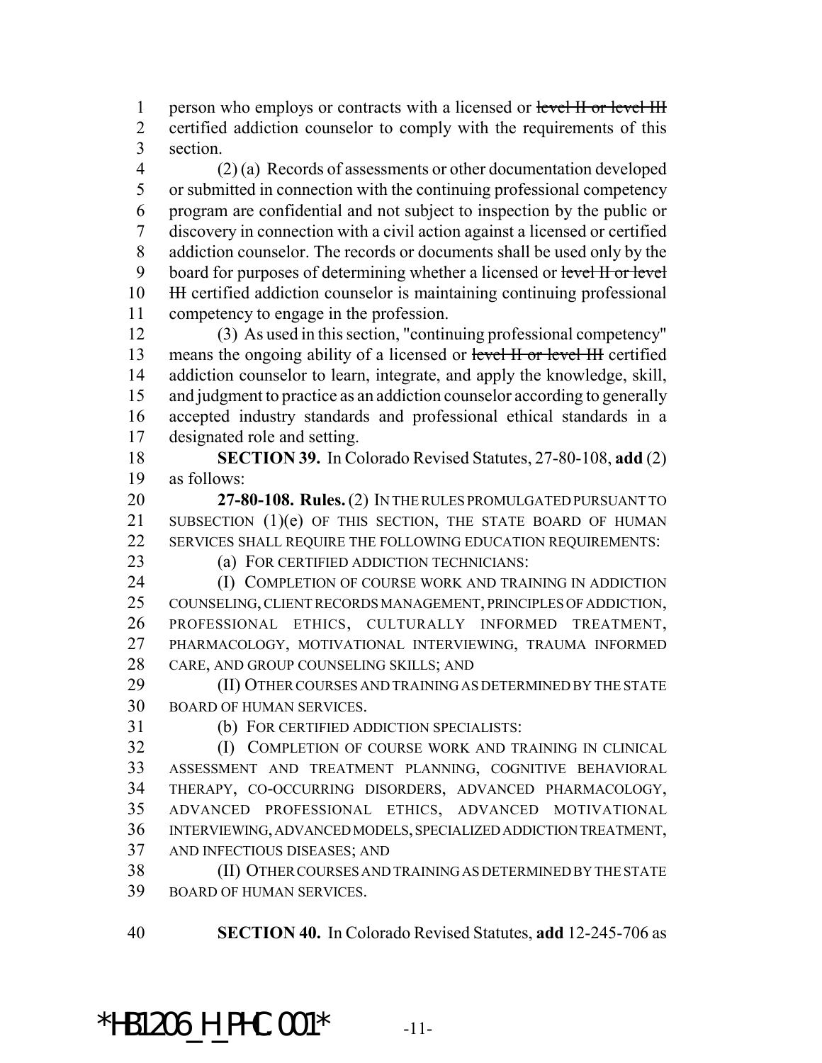person who employs or contracts with a licensed or ~~level II or level III~~ certified addiction counselor to comply with the requirements of this section.

(2) (a) Records of assessments or other documentation developed or submitted in connection with the continuing professional competency program are confidential and not subject to inspection by the public or discovery in connection with a civil action against a licensed or certified addiction counselor. The records or documents shall be used only by the board for purposes of determining whether a licensed or ~~level II or level III~~ certified addiction counselor is maintaining continuing professional competency to engage in the profession.

(3) As used in this section, "continuing professional competency" means the ongoing ability of a licensed or ~~level II or level III~~ certified addiction counselor to learn, integrate, and apply the knowledge, skill, and judgment to practice as an addiction counselor according to generally accepted industry standards and professional ethical standards in a designated role and setting.

**SECTION 39.** In Colorado Revised Statutes, 27-80-108, **add** (2) as follows:

**27-80-108. Rules.** (2) IN THE RULES PROMULGATED PURSUANT TO SUBSECTION (1)(e) OF THIS SECTION, THE STATE BOARD OF HUMAN SERVICES SHALL REQUIRE THE FOLLOWING EDUCATION REQUIREMENTS:

(a) FOR CERTIFIED ADDICTION TECHNICIANS:

(I) COMPLETION OF COURSE WORK AND TRAINING IN ADDICTION COUNSELING, CLIENT RECORDS MANAGEMENT, PRINCIPLES OF ADDICTION, PROFESSIONAL ETHICS, CULTURALLY INFORMED TREATMENT, PHARMACOLOGY, MOTIVATIONAL INTERVIEWING, TRAUMA INFORMED CARE, AND GROUP COUNSELING SKILLS; AND

(II) OTHER COURSES AND TRAINING AS DETERMINED BY THE STATE BOARD OF HUMAN SERVICES.

(b) FOR CERTIFIED ADDICTION SPECIALISTS:

(I) COMPLETION OF COURSE WORK AND TRAINING IN CLINICAL ASSESSMENT AND TREATMENT PLANNING, COGNITIVE BEHAVIORAL THERAPY, CO-OCCURRING DISORDERS, ADVANCED PHARMACOLOGY, ADVANCED PROFESSIONAL ETHICS, ADVANCED MOTIVATIONAL INTERVIEWING, ADVANCED MODELS, SPECIALIZED ADDICTION TREATMENT, AND INFECTIOUS DISEASES; AND

(II) OTHER COURSES AND TRAINING AS DETERMINED BY THE STATE BOARD OF HUMAN SERVICES.

**SECTION 40.** In Colorado Revised Statutes, **add** 12-245-706 as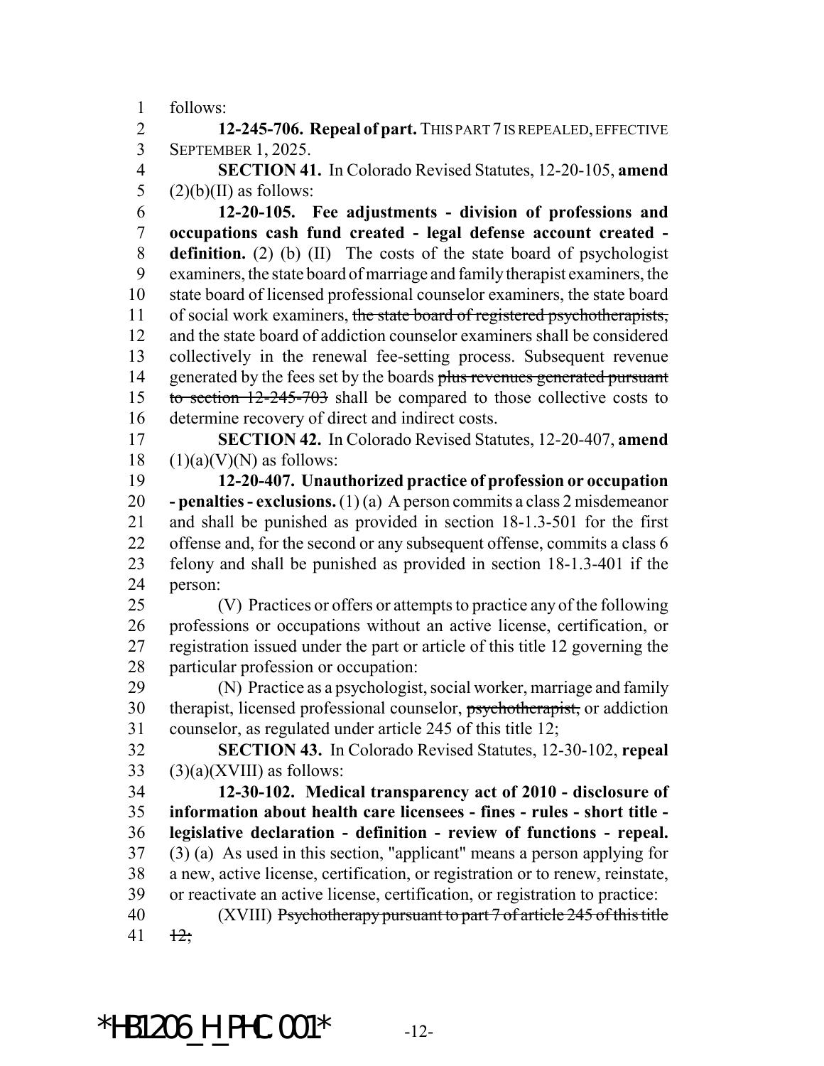follows:

**12-245-706. Repeal of part.** THIS PART 7 IS REPEALED, EFFECTIVE SEPTEMBER 1, 2025.

**SECTION 41.** In Colorado Revised Statutes, 12-20-105, **amend** (2)(b)(II) as follows:

**12-20-105. Fee adjustments - division of professions and occupations cash fund created - legal defense account created - definition.** (2) (b) (II) The costs of the state board of psychologist examiners, the state board of marriage and family therapist examiners, the state board of licensed professional counselor examiners, the state board of social work examiners, ~~the state board of registered psychotherapists,~~ and the state board of addiction counselor examiners shall be considered collectively in the renewal fee-setting process. Subsequent revenue generated by the fees set by the boards ~~plus revenues generated pursuant to section 12-245-703~~ shall be compared to those collective costs to determine recovery of direct and indirect costs.

**SECTION 42.** In Colorado Revised Statutes, 12-20-407, **amend** (1)(a)(V)(N) as follows:

**12-20-407. Unauthorized practice of profession or occupation - penalties - exclusions.** (1) (a) A person commits a class 2 misdemeanor and shall be punished as provided in section 18-1.3-501 for the first offense and, for the second or any subsequent offense, commits a class 6 felony and shall be punished as provided in section 18-1.3-401 if the person:

(V) Practices or offers or attempts to practice any of the following professions or occupations without an active license, certification, or registration issued under the part or article of this title 12 governing the particular profession or occupation:

(N) Practice as a psychologist, social worker, marriage and family therapist, licensed professional counselor, ~~psychotherapist,~~ or addiction counselor, as regulated under article 245 of this title 12;

**SECTION 43.** In Colorado Revised Statutes, 12-30-102, **repeal** (3)(a)(XVIII) as follows:

**12-30-102. Medical transparency act of 2010 - disclosure of information about health care licensees - fines - rules - short title - legislative declaration - definition - review of functions - repeal.** (3) (a) As used in this section, "applicant" means a person applying for a new, active license, certification, or registration or to renew, reinstate, or reactivate an active license, certification, or registration to practice:

(XVIII) ~~Psychotherapy pursuant to part 7 of article 245 of this title 12;~~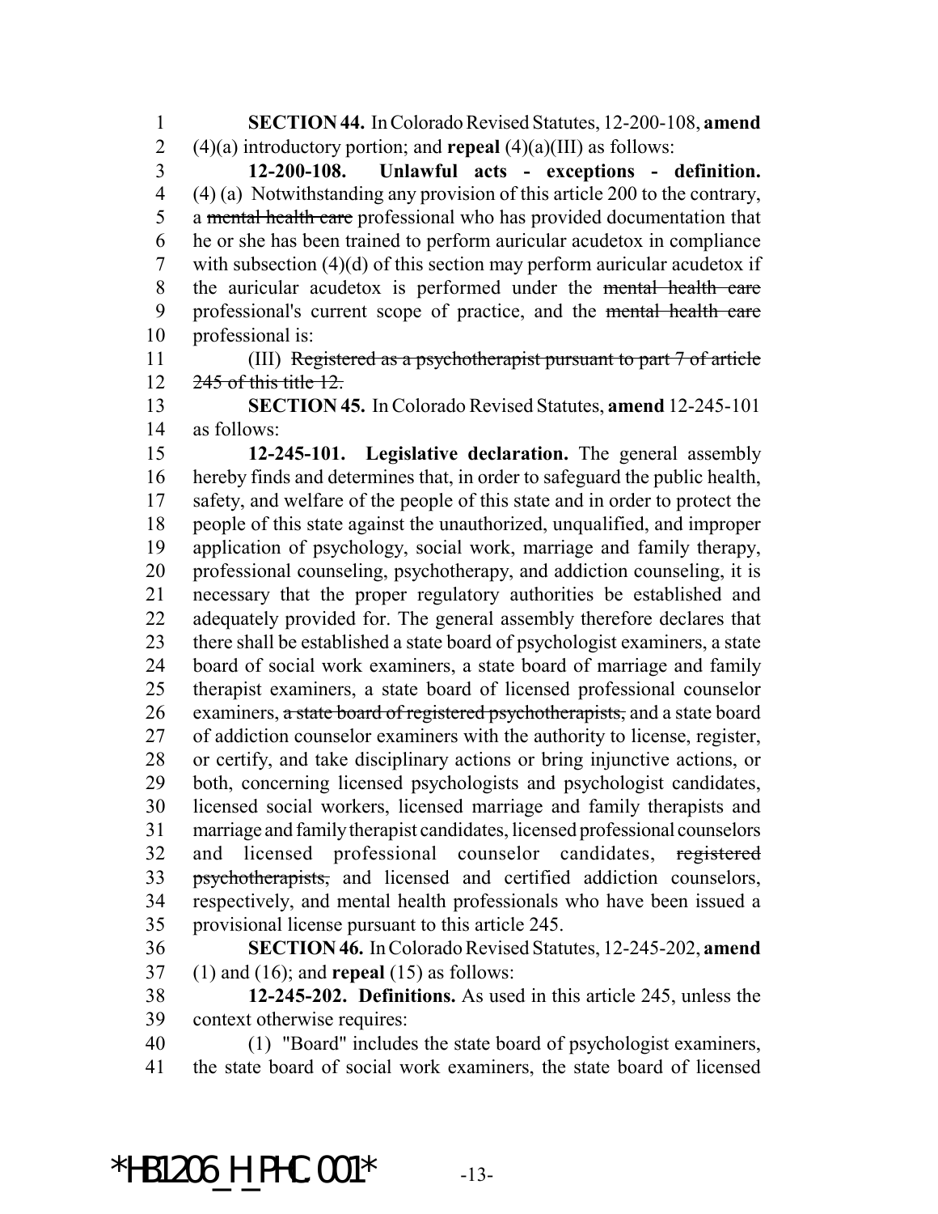**SECTION 44.** In Colorado Revised Statutes, 12-200-108, **amend** (4)(a) introductory portion; and **repeal** (4)(a)(III) as follows:

**12-200-108. Unlawful acts - exceptions - definition.** (4) (a) Notwithstanding any provision of this article 200 to the contrary, a ~~mental health care~~ professional who has provided documentation that he or she has been trained to perform auricular acudetox in compliance with subsection (4)(d) of this section may perform auricular acudetox if the auricular acudetox is performed under the ~~mental health care~~ professional's current scope of practice, and the ~~mental health care~~ professional is:

(III) ~~Registered as a psychotherapist pursuant to part 7 of article 245 of this title 12.~~

**SECTION 45.** In Colorado Revised Statutes, **amend** 12-245-101 as follows:

**12-245-101. Legislative declaration.** The general assembly hereby finds and determines that, in order to safeguard the public health, safety, and welfare of the people of this state and in order to protect the people of this state against the unauthorized, unqualified, and improper application of psychology, social work, marriage and family therapy, professional counseling, psychotherapy, and addiction counseling, it is necessary that the proper regulatory authorities be established and adequately provided for. The general assembly therefore declares that there shall be established a state board of psychologist examiners, a state board of social work examiners, a state board of marriage and family therapist examiners, a state board of licensed professional counselor examiners, ~~a state board of registered psychotherapists,~~ and a state board of addiction counselor examiners with the authority to license, register, or certify, and take disciplinary actions or bring injunctive actions, or both, concerning licensed psychologists and psychologist candidates, licensed social workers, licensed marriage and family therapists and marriage and family therapist candidates, licensed professional counselors and licensed professional counselor candidates, ~~registered psychotherapists,~~ and licensed and certified addiction counselors, respectively, and mental health professionals who have been issued a provisional license pursuant to this article 245.

**SECTION 46.** In Colorado Revised Statutes, 12-245-202, **amend** (1) and (16); and **repeal** (15) as follows:

**12-245-202. Definitions.** As used in this article 245, unless the context otherwise requires:

(1) "Board" includes the state board of psychologist examiners, the state board of social work examiners, the state board of licensed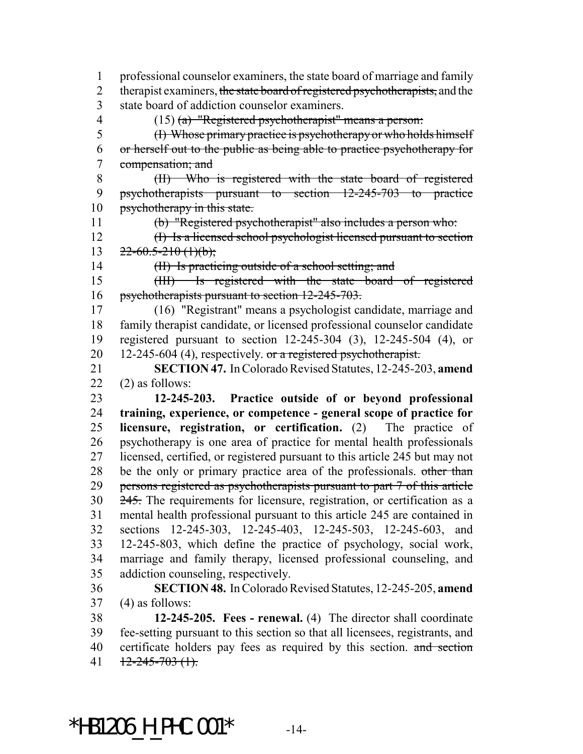professional counselor examiners, the state board of marriage and family therapist examiners, ~~the state board of registered psychotherapists,~~ and the state board of addiction counselor examiners.

(15) ~~(a) "Registered psychotherapist" means a person:~~

~~(I) Whose primary practice is psychotherapy or who holds himself or herself out to the public as being able to practice psychotherapy for compensation; and~~

~~(II) Who is registered with the state board of registered psychotherapists pursuant to section 12-245-703 to practice psychotherapy in this state.~~

~~(b) "Registered psychotherapist" also includes a person who:~~

~~(I) Is a licensed school psychologist licensed pursuant to section 22-60.5-210 (1)(b);~~

~~(II) Is practicing outside of a school setting; and~~

~~(III) Is registered with the state board of registered psychotherapists pursuant to section 12-245-703.~~

(16) "Registrant" means a psychologist candidate, marriage and family therapist candidate, or licensed professional counselor candidate registered pursuant to section 12-245-304 (3), 12-245-504 (4), or 12-245-604 (4), respectively. ~~or a registered psychotherapist.~~

**SECTION 47.** In Colorado Revised Statutes, 12-245-203, **amend** (2) as follows:

**12-245-203. Practice outside of or beyond professional training, experience, or competence - general scope of practice for licensure, registration, or certification.** (2) The practice of psychotherapy is one area of practice for mental health professionals licensed, certified, or registered pursuant to this article 245 but may not be the only or primary practice area of the professionals. ~~other than persons registered as psychotherapists pursuant to part 7 of this article 245.~~ The requirements for licensure, registration, or certification as a mental health professional pursuant to this article 245 are contained in sections 12-245-303, 12-245-403, 12-245-503, 12-245-603, and 12-245-803, which define the practice of psychology, social work, marriage and family therapy, licensed professional counseling, and addiction counseling, respectively.

**SECTION 48.** In Colorado Revised Statutes, 12-245-205, **amend** (4) as follows:

**12-245-205. Fees - renewal.** (4) The director shall coordinate fee-setting pursuant to this section so that all licensees, registrants, and certificate holders pay fees as required by this section. ~~and section 12-245-703 (1).~~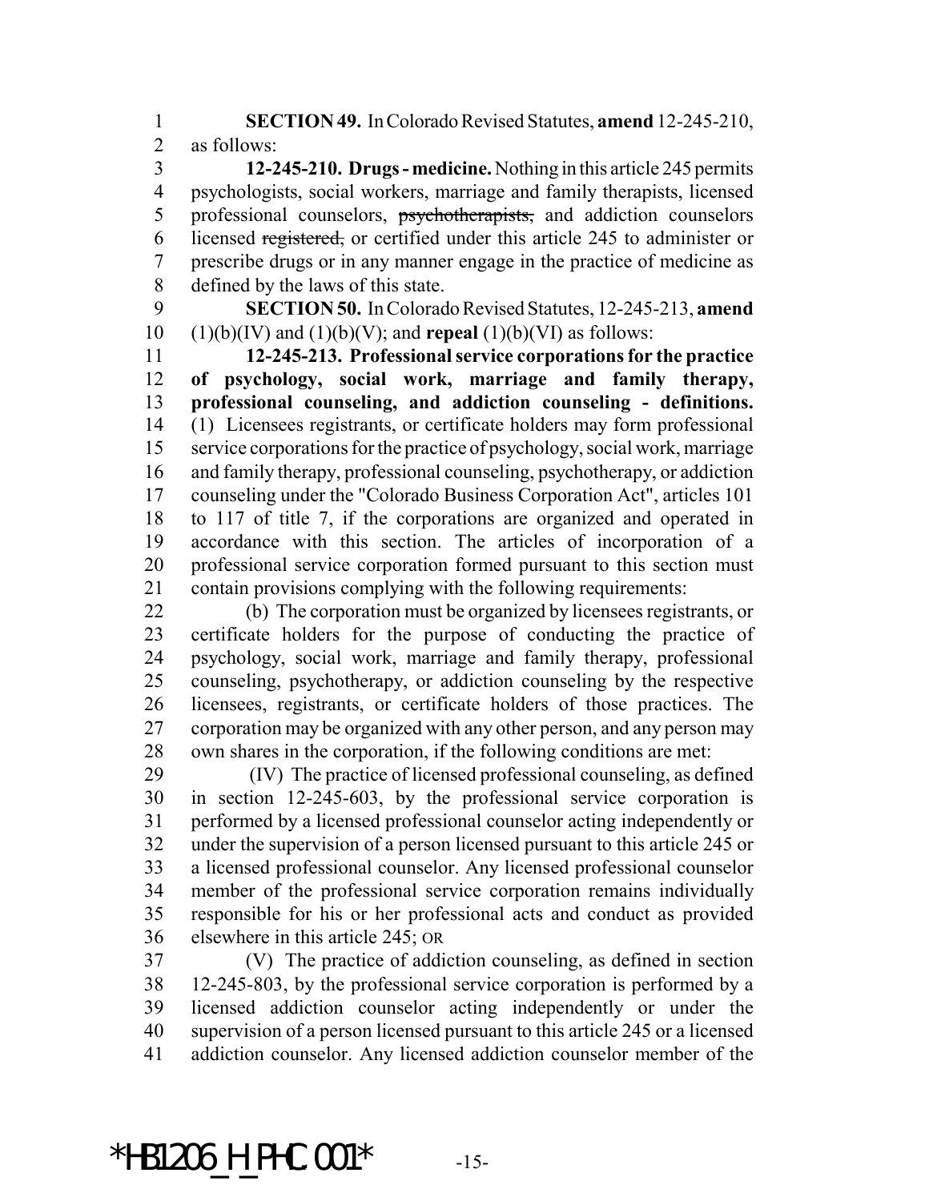**SECTION 49.** In Colorado Revised Statutes, **amend** 12-245-210, as follows:

**12-245-210. Drugs - medicine.** Nothing in this article 245 permits psychologists, social workers, marriage and family therapists, licensed professional counselors, ~~psychotherapists,~~ and addiction counselors licensed ~~registered,~~ or certified under this article 245 to administer or prescribe drugs or in any manner engage in the practice of medicine as defined by the laws of this state.

**SECTION 50.** In Colorado Revised Statutes, 12-245-213, **amend** (1)(b)(IV) and (1)(b)(V); and **repeal** (1)(b)(VI) as follows:

**12-245-213. Professional service corporations for the practice of psychology, social work, marriage and family therapy, professional counseling, and addiction counseling - definitions.** (1) Licensees registrants, or certificate holders may form professional service corporations for the practice of psychology, social work, marriage and family therapy, professional counseling, psychotherapy, or addiction counseling under the "Colorado Business Corporation Act", articles 101 to 117 of title 7, if the corporations are organized and operated in accordance with this section. The articles of incorporation of a professional service corporation formed pursuant to this section must contain provisions complying with the following requirements:

(b) The corporation must be organized by licensees registrants, or certificate holders for the purpose of conducting the practice of psychology, social work, marriage and family therapy, professional counseling, psychotherapy, or addiction counseling by the respective licensees, registrants, or certificate holders of those practices. The corporation may be organized with any other person, and any person may own shares in the corporation, if the following conditions are met:

(IV) The practice of licensed professional counseling, as defined in section 12-245-603, by the professional service corporation is performed by a licensed professional counselor acting independently or under the supervision of a person licensed pursuant to this article 245 or a licensed professional counselor. Any licensed professional counselor member of the professional service corporation remains individually responsible for his or her professional acts and conduct as provided elsewhere in this article 245; OR

(V) The practice of addiction counseling, as defined in section 12-245-803, by the professional service corporation is performed by a licensed addiction counselor acting independently or under the supervision of a person licensed pursuant to this article 245 or a licensed addiction counselor. Any licensed addiction counselor member of the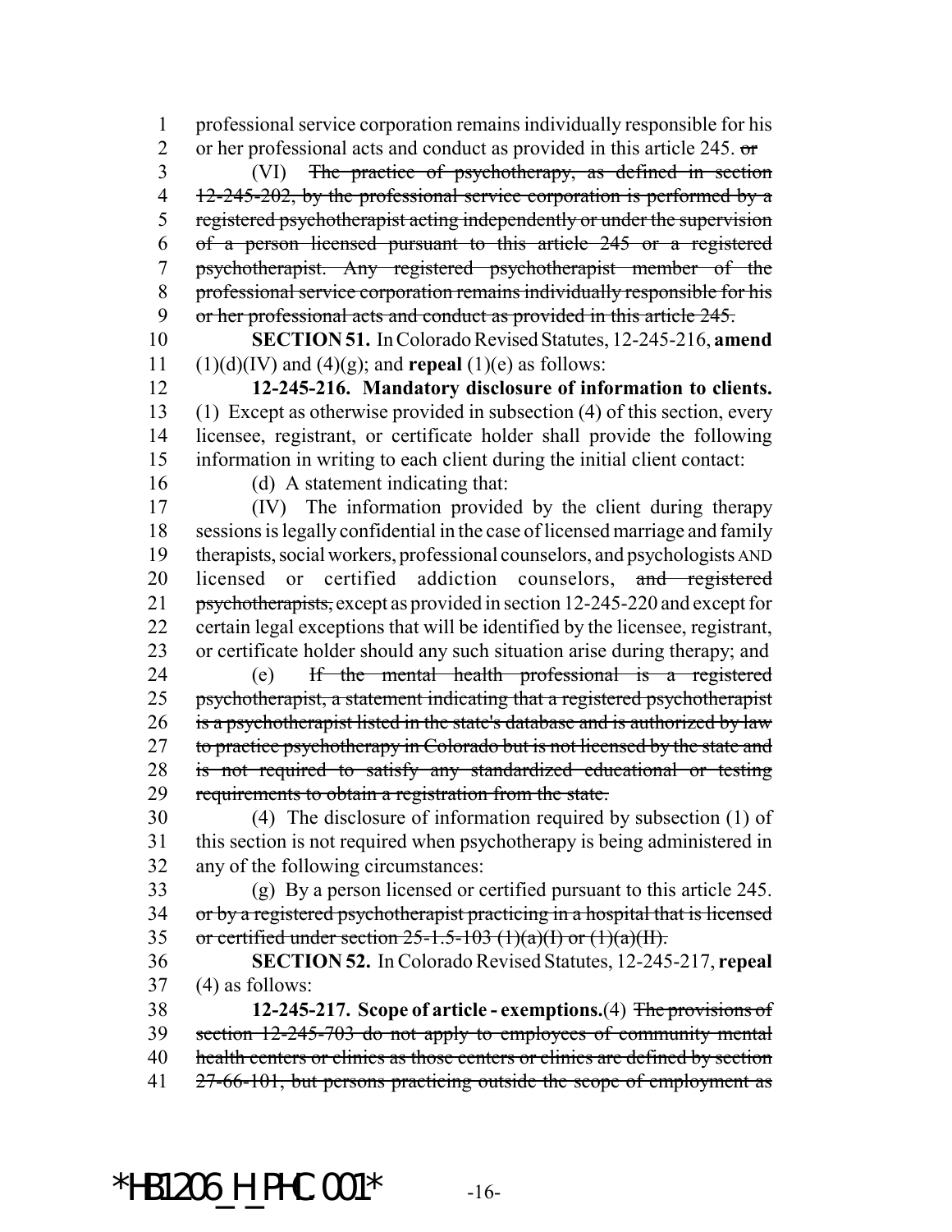professional service corporation remains individually responsible for his or her professional acts and conduct as provided in this article 245. ~~or~~

(VI) ~~The practice of psychotherapy, as defined in section 12-245-202, by the professional service corporation is performed by a registered psychotherapist acting independently or under the supervision of a person licensed pursuant to this article 245 or a registered psychotherapist. Any registered psychotherapist member of the professional service corporation remains individually responsible for his or her professional acts and conduct as provided in this article 245.~~

**SECTION 51.** In Colorado Revised Statutes, 12-245-216, **amend** (1)(d)(IV) and (4)(g); and **repeal** (1)(e) as follows:

**12-245-216. Mandatory disclosure of information to clients.** (1) Except as otherwise provided in subsection (4) of this section, every licensee, registrant, or certificate holder shall provide the following information in writing to each client during the initial client contact:

(d) A statement indicating that:

(IV) The information provided by the client during therapy sessions is legally confidential in the case of licensed marriage and family therapists, social workers, professional counselors, and psychologists AND licensed or certified addiction counselors, ~~and registered psychotherapists,~~ except as provided in section 12-245-220 and except for certain legal exceptions that will be identified by the licensee, registrant, or certificate holder should any such situation arise during therapy; and

(e) ~~If the mental health professional is a registered psychotherapist, a statement indicating that a registered psychotherapist is a psychotherapist listed in the state's database and is authorized by law to practice psychotherapy in Colorado but is not licensed by the state and is not required to satisfy any standardized educational or testing requirements to obtain a registration from the state.~~

(4) The disclosure of information required by subsection (1) of this section is not required when psychotherapy is being administered in any of the following circumstances:

(g) By a person licensed or certified pursuant to this article 245. ~~or by a registered psychotherapist practicing in a hospital that is licensed or certified under section 25-1.5-103 (1)(a)(I) or (1)(a)(II).~~

**SECTION 52.** In Colorado Revised Statutes, 12-245-217, **repeal** (4) as follows:

**12-245-217. Scope of article - exemptions.** (4) ~~The provisions of section 12-245-703 do not apply to employees of community mental health centers or clinics as those centers or clinics are defined by section 27-66-101, but persons practicing outside the scope of employment as~~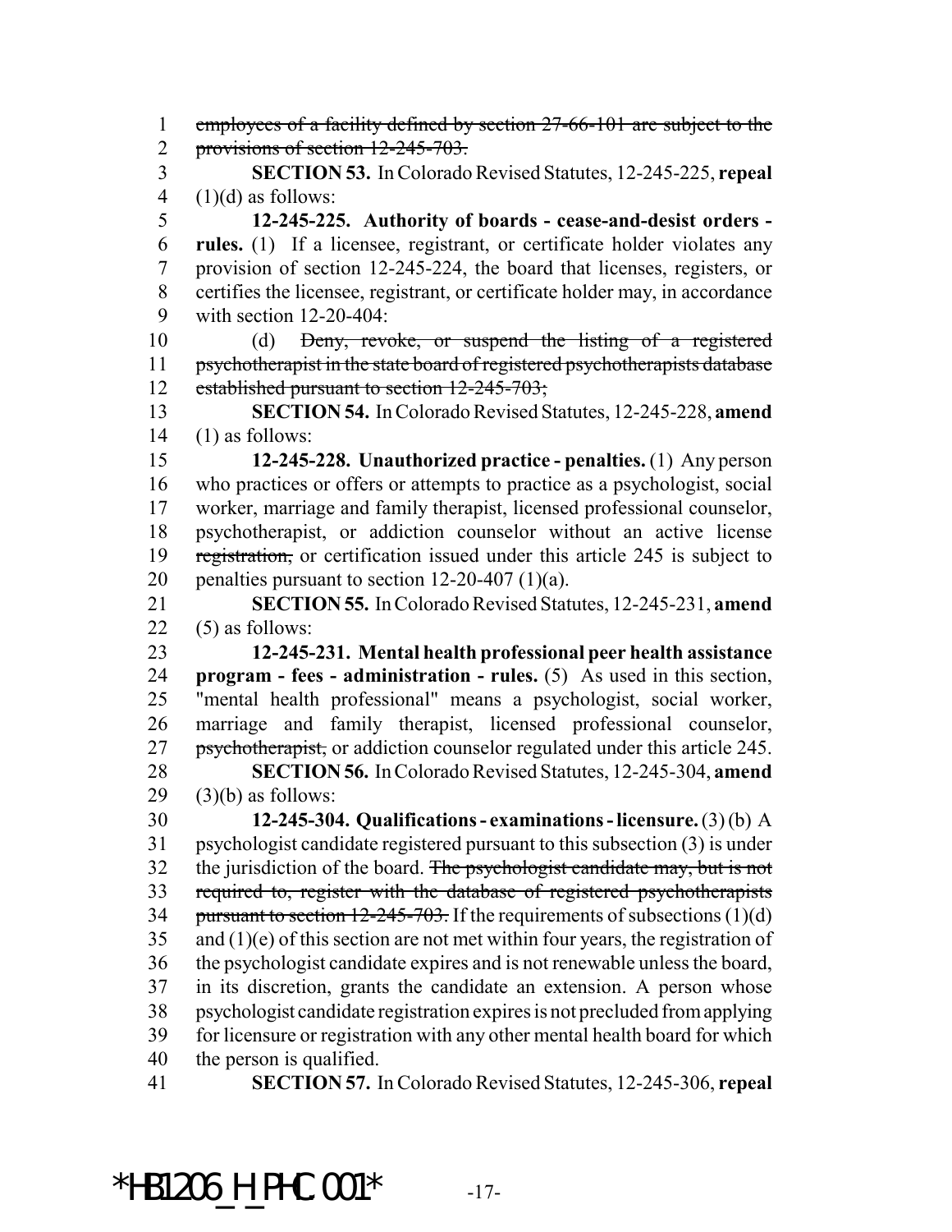~~employees of a facility defined by section 27-66-101 are subject to the provisions of section 12-245-703.~~

**SECTION 53.** In Colorado Revised Statutes, 12-245-225, **repeal** (1)(d) as follows:

**12-245-225. Authority of boards - cease-and-desist orders - rules.** (1) If a licensee, registrant, or certificate holder violates any provision of section 12-245-224, the board that licenses, registers, or certifies the licensee, registrant, or certificate holder may, in accordance with section 12-20-404:

(d) ~~Deny, revoke, or suspend the listing of a registered psychotherapist in the state board of registered psychotherapists database established pursuant to section 12-245-703;~~

**SECTION 54.** In Colorado Revised Statutes, 12-245-228, **amend** (1) as follows:

**12-245-228. Unauthorized practice - penalties.** (1) Any person who practices or offers or attempts to practice as a psychologist, social worker, marriage and family therapist, licensed professional counselor, psychotherapist, or addiction counselor without an active license ~~registration,~~ or certification issued under this article 245 is subject to penalties pursuant to section 12-20-407 (1)(a).

**SECTION 55.** In Colorado Revised Statutes, 12-245-231, **amend** (5) as follows:

**12-245-231. Mental health professional peer health assistance program - fees - administration - rules.** (5) As used in this section, "mental health professional" means a psychologist, social worker, marriage and family therapist, licensed professional counselor, ~~psychotherapist,~~ or addiction counselor regulated under this article 245.

**SECTION 56.** In Colorado Revised Statutes, 12-245-304, **amend** (3)(b) as follows:

**12-245-304. Qualifications - examinations - licensure.** (3) (b) A psychologist candidate registered pursuant to this subsection (3) is under the jurisdiction of the board. ~~The psychologist candidate may, but is not required to, register with the database of registered psychotherapists pursuant to section 12-245-703.~~ If the requirements of subsections (1)(d) and (1)(e) of this section are not met within four years, the registration of the psychologist candidate expires and is not renewable unless the board, in its discretion, grants the candidate an extension. A person whose psychologist candidate registration expires is not precluded from applying for licensure or registration with any other mental health board for which the person is qualified.

**SECTION 57.** In Colorado Revised Statutes, 12-245-306, **repeal**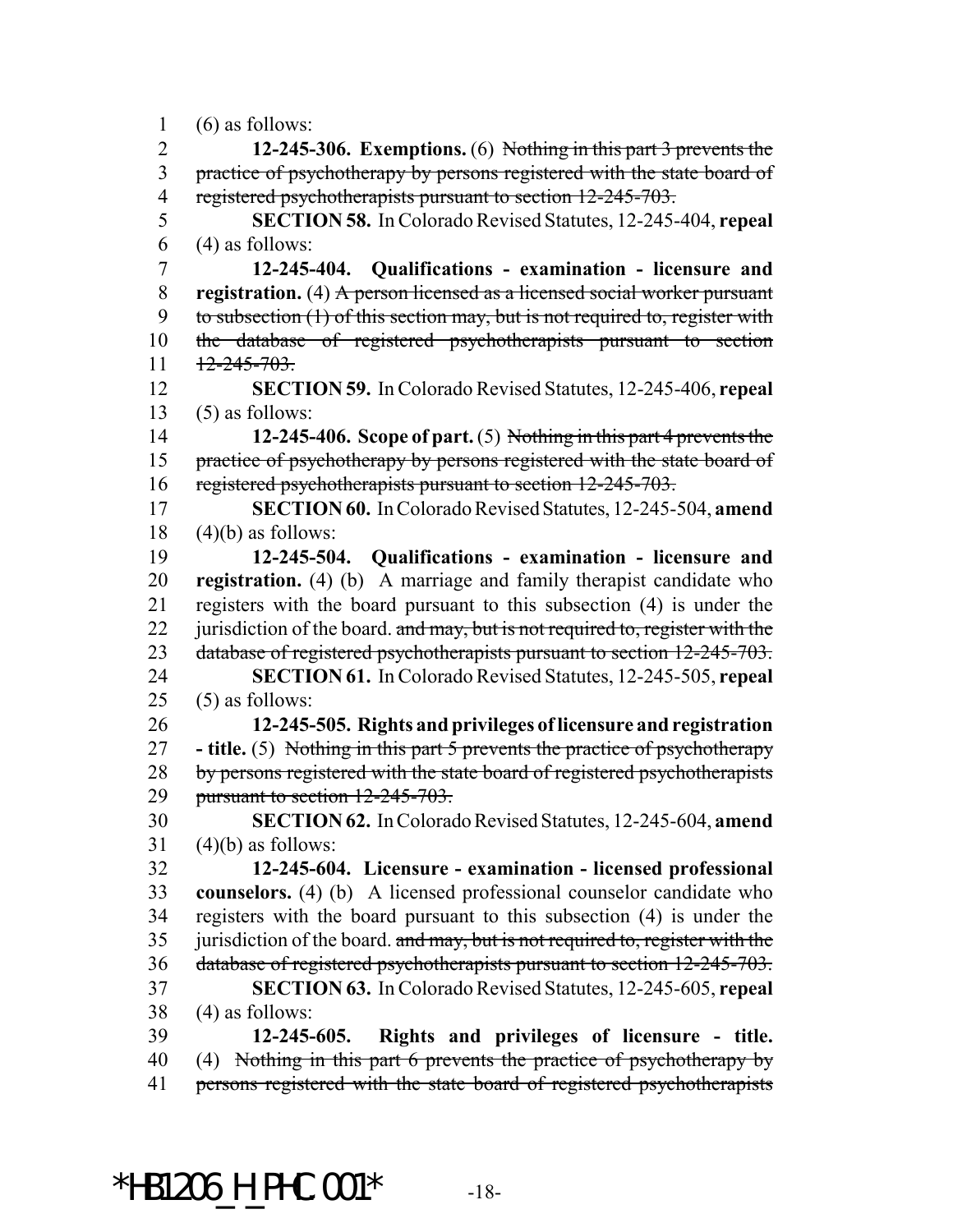(6) as follows:

**12-245-306. Exemptions.** (6) ~~Nothing in this part 3 prevents the practice of psychotherapy by persons registered with the state board of registered psychotherapists pursuant to section 12-245-703.~~

**SECTION 58.** In Colorado Revised Statutes, 12-245-404, **repeal** (4) as follows:

**12-245-404. Qualifications - examination - licensure and registration.** (4) ~~A person licensed as a licensed social worker pursuant to subsection (1) of this section may, but is not required to, register with the database of registered psychotherapists pursuant to section 12-245-703.~~

**SECTION 59.** In Colorado Revised Statutes, 12-245-406, **repeal** (5) as follows:

**12-245-406. Scope of part.** (5) ~~Nothing in this part 4 prevents the practice of psychotherapy by persons registered with the state board of registered psychotherapists pursuant to section 12-245-703.~~

**SECTION 60.** In Colorado Revised Statutes, 12-245-504, **amend** (4)(b) as follows:

**12-245-504. Qualifications - examination - licensure and registration.** (4) (b) A marriage and family therapist candidate who registers with the board pursuant to this subsection (4) is under the jurisdiction of the board. ~~and may, but is not required to, register with the database of registered psychotherapists pursuant to section 12-245-703.~~

**SECTION 61.** In Colorado Revised Statutes, 12-245-505, **repeal** (5) as follows:

**12-245-505. Rights and privileges of licensure and registration - title.** (5) ~~Nothing in this part 5 prevents the practice of psychotherapy by persons registered with the state board of registered psychotherapists pursuant to section 12-245-703.~~

**SECTION 62.** In Colorado Revised Statutes, 12-245-604, **amend** (4)(b) as follows:

**12-245-604. Licensure - examination - licensed professional counselors.** (4) (b) A licensed professional counselor candidate who registers with the board pursuant to this subsection (4) is under the jurisdiction of the board. ~~and may, but is not required to, register with the database of registered psychotherapists pursuant to section 12-245-703.~~

**SECTION 63.** In Colorado Revised Statutes, 12-245-605, **repeal** (4) as follows:

**12-245-605. Rights and privileges of licensure - title.** (4) ~~Nothing in this part 6 prevents the practice of psychotherapy by persons registered with the state board of registered psychotherapists~~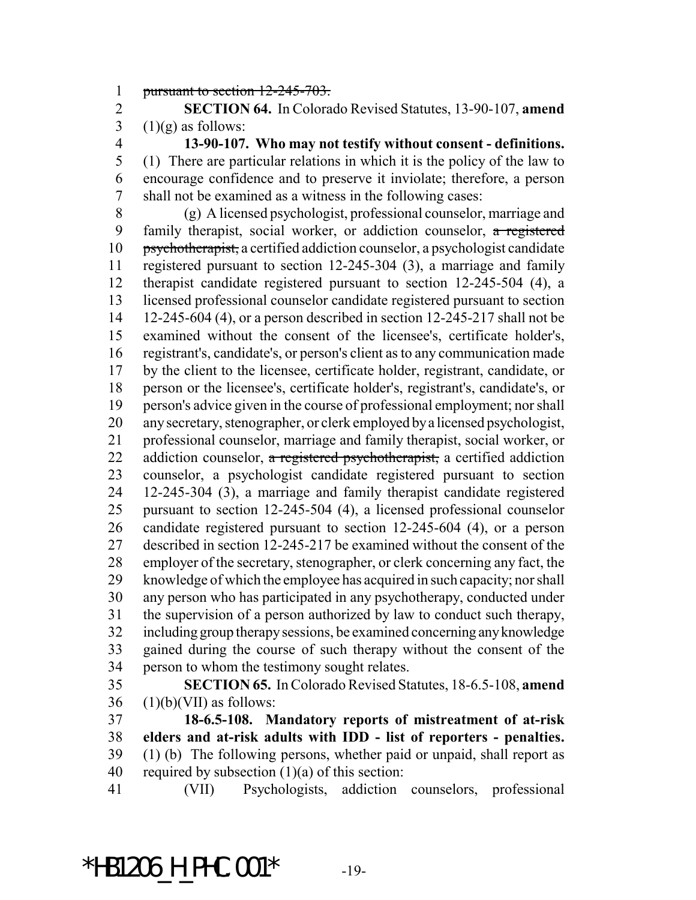~~pursuant to section 12-245-703.~~

**SECTION 64.** In Colorado Revised Statutes, 13-90-107, **amend** (1)(g) as follows:

**13-90-107. Who may not testify without consent - definitions.** (1) There are particular relations in which it is the policy of the law to encourage confidence and to preserve it inviolate; therefore, a person shall not be examined as a witness in the following cases:

(g) A licensed psychologist, professional counselor, marriage and family therapist, social worker, or addiction counselor, ~~a registered psychotherapist,~~ a certified addiction counselor, a psychologist candidate registered pursuant to section 12-245-304 (3), a marriage and family therapist candidate registered pursuant to section 12-245-504 (4), a licensed professional counselor candidate registered pursuant to section 12-245-604 (4), or a person described in section 12-245-217 shall not be examined without the consent of the licensee's, certificate holder's, registrant's, candidate's, or person's client as to any communication made by the client to the licensee, certificate holder, registrant, candidate, or person or the licensee's, certificate holder's, registrant's, candidate's, or person's advice given in the course of professional employment; nor shall any secretary, stenographer, or clerk employed by a licensed psychologist, professional counselor, marriage and family therapist, social worker, or addiction counselor, ~~a registered psychotherapist,~~ a certified addiction counselor, a psychologist candidate registered pursuant to section 12-245-304 (3), a marriage and family therapist candidate registered pursuant to section 12-245-504 (4), a licensed professional counselor candidate registered pursuant to section 12-245-604 (4), or a person described in section 12-245-217 be examined without the consent of the employer of the secretary, stenographer, or clerk concerning any fact, the knowledge of which the employee has acquired in such capacity; nor shall any person who has participated in any psychotherapy, conducted under the supervision of a person authorized by law to conduct such therapy, including group therapy sessions, be examined concerning any knowledge gained during the course of such therapy without the consent of the person to whom the testimony sought relates.

**SECTION 65.** In Colorado Revised Statutes, 18-6.5-108, **amend** (1)(b)(VII) as follows:

**18-6.5-108. Mandatory reports of mistreatment of at-risk elders and at-risk adults with IDD - list of reporters - penalties.** (1) (b) The following persons, whether paid or unpaid, shall report as required by subsection (1)(a) of this section:

(VII) Psychologists, addiction counselors, professional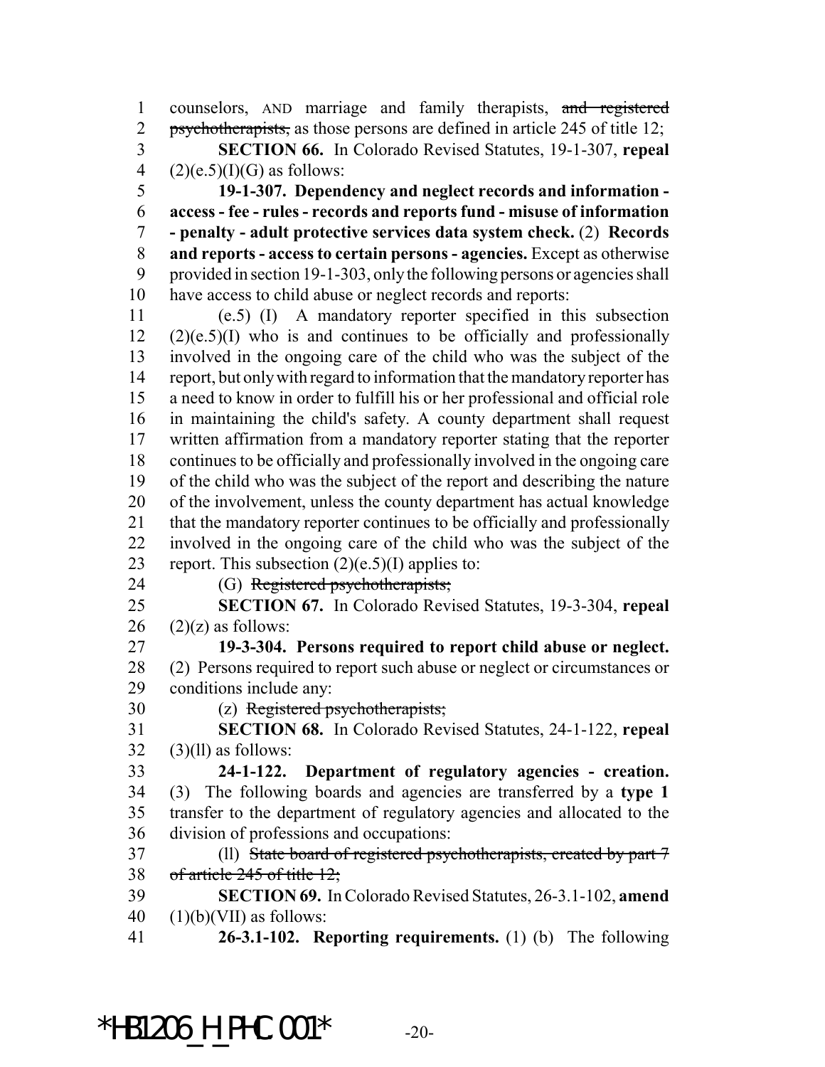counselors, AND marriage and family therapists, ~~and registered psychotherapists,~~ as those persons are defined in article 245 of title 12;

**SECTION 66.** In Colorado Revised Statutes, 19-1-307, **repeal** (2)(e.5)(I)(G) as follows:

**19-1-307. Dependency and neglect records and information - access - fee - rules - records and reports fund - misuse of information - penalty - adult protective services data system check.** (2) **Records and reports - access to certain persons - agencies.** Except as otherwise provided in section 19-1-303, only the following persons or agencies shall have access to child abuse or neglect records and reports:

(e.5) (I) A mandatory reporter specified in this subsection (2)(e.5)(I) who is and continues to be officially and professionally involved in the ongoing care of the child who was the subject of the report, but only with regard to information that the mandatory reporter has a need to know in order to fulfill his or her professional and official role in maintaining the child's safety. A county department shall request written affirmation from a mandatory reporter stating that the reporter continues to be officially and professionally involved in the ongoing care of the child who was the subject of the report and describing the nature of the involvement, unless the county department has actual knowledge that the mandatory reporter continues to be officially and professionally involved in the ongoing care of the child who was the subject of the report. This subsection (2)(e.5)(I) applies to:

(G) ~~Registered psychotherapists;~~

**SECTION 67.** In Colorado Revised Statutes, 19-3-304, **repeal** (2)(z) as follows:

**19-3-304. Persons required to report child abuse or neglect.** (2) Persons required to report such abuse or neglect or circumstances or conditions include any:

(z) ~~Registered psychotherapists;~~

**SECTION 68.** In Colorado Revised Statutes, 24-1-122, **repeal** (3)(ll) as follows:

**24-1-122. Department of regulatory agencies - creation.** (3) The following boards and agencies are transferred by a **type 1** transfer to the department of regulatory agencies and allocated to the division of professions and occupations:

(ll) ~~State board of registered psychotherapists, created by part 7 of article 245 of title 12;~~

**SECTION 69.** In Colorado Revised Statutes, 26-3.1-102, **amend** (1)(b)(VII) as follows:

**26-3.1-102. Reporting requirements.** (1) (b) The following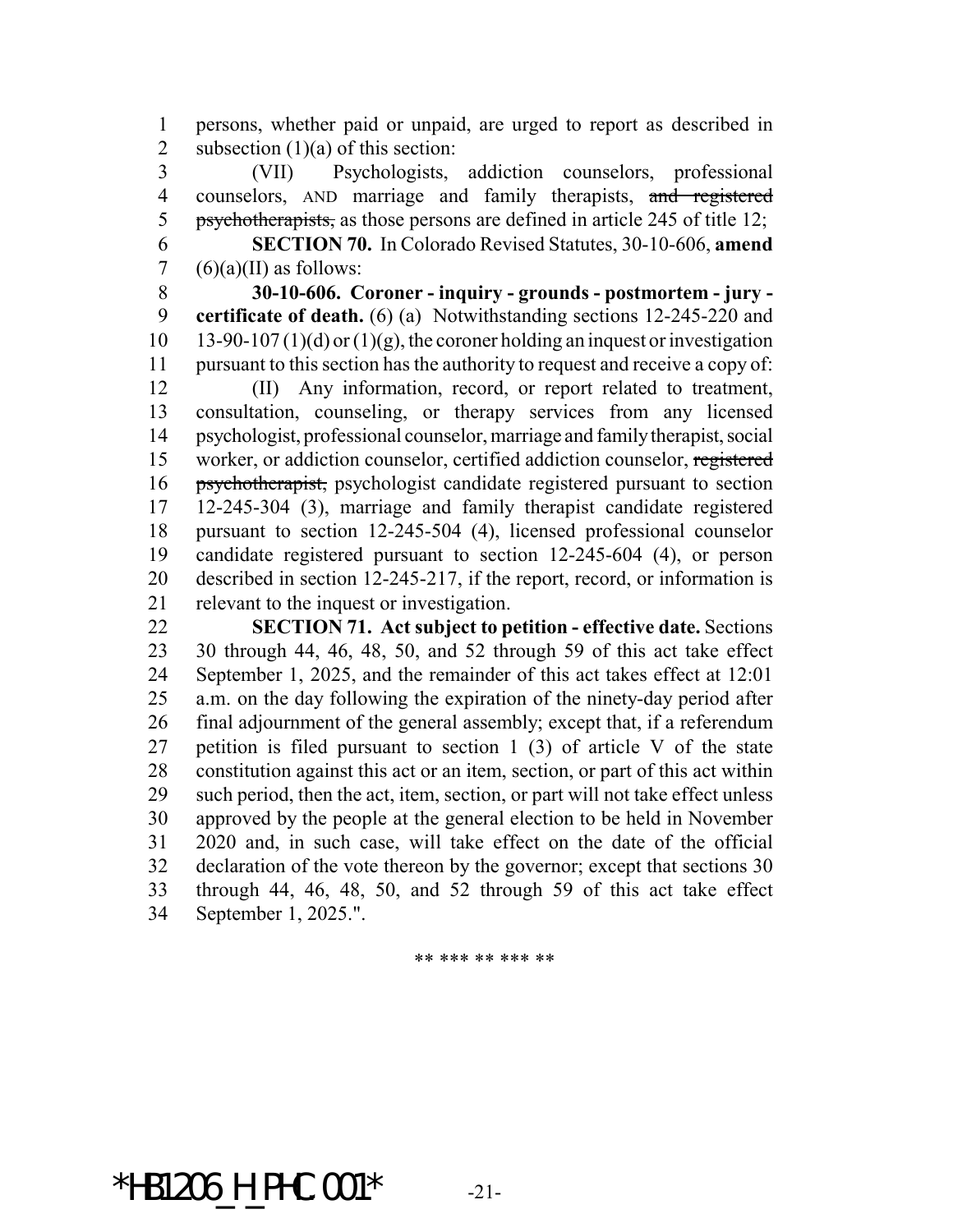persons, whether paid or unpaid, are urged to report as described in subsection (1)(a) of this section:

(VII) Psychologists, addiction counselors, professional counselors, AND marriage and family therapists, ~~and registered psychotherapists,~~ as those persons are defined in article 245 of title 12;

**SECTION 70.** In Colorado Revised Statutes, 30-10-606, **amend** (6)(a)(II) as follows:

**30-10-606. Coroner - inquiry - grounds - postmortem - jury - certificate of death.** (6) (a) Notwithstanding sections 12-245-220 and 13-90-107 (1)(d) or (1)(g), the coroner holding an inquest or investigation pursuant to this section has the authority to request and receive a copy of:

(II) Any information, record, or report related to treatment, consultation, counseling, or therapy services from any licensed psychologist, professional counselor, marriage and family therapist, social worker, or addiction counselor, certified addiction counselor, ~~registered psychotherapist,~~ psychologist candidate registered pursuant to section 12-245-304 (3), marriage and family therapist candidate registered pursuant to section 12-245-504 (4), licensed professional counselor candidate registered pursuant to section 12-245-604 (4), or person described in section 12-245-217, if the report, record, or information is relevant to the inquest or investigation.

**SECTION 71. Act subject to petition - effective date.** Sections 30 through 44, 46, 48, 50, and 52 through 59 of this act take effect September 1, 2025, and the remainder of this act takes effect at 12:01 a.m. on the day following the expiration of the ninety-day period after final adjournment of the general assembly; except that, if a referendum petition is filed pursuant to section 1 (3) of article V of the state constitution against this act or an item, section, or part of this act within such period, then the act, item, section, or part will not take effect unless approved by the people at the general election to be held in November 2020 and, in such case, will take effect on the date of the official declaration of the vote thereon by the governor; except that sections 30 through 44, 46, 48, 50, and 52 through 59 of this act take effect September 1, 2025.".

** *** ** *** **

*HB1206_H_PHC.001*